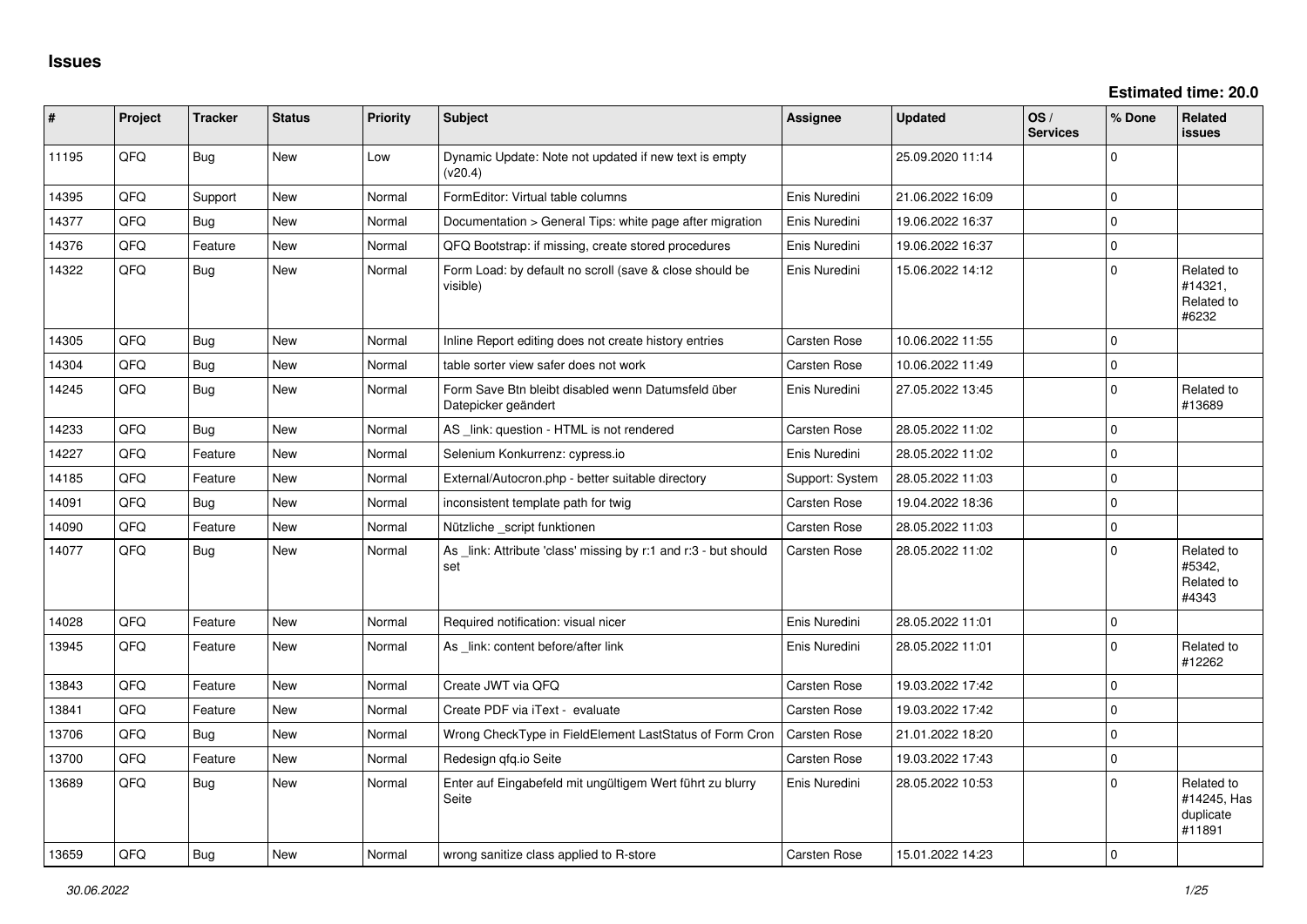# Issues

**Estimated time: 20.0**

| # | Project | Tracker | Status | Priority | Subject | Assignee | Updated | OS / Services | % Done | Related issues |
|---|---|---|---|---|---|---|---|---|---|---|
| 11195 | QFQ | Bug | New | Low | Dynamic Update: Note not updated if new text is empty (v20.4) | | 25.09.2020 11:14 | | 0 | |
| 14395 | QFQ | Support | New | Normal | FormEditor: Virtual table columns | Enis Nuredini | 21.06.2022 16:09 | | 0 | |
| 14377 | QFQ | Bug | New | Normal | Documentation > General Tips: white page after migration | Enis Nuredini | 19.06.2022 16:37 | | 0 | |
| 14376 | QFQ | Feature | New | Normal | QFQ Bootstrap: if missing, create stored procedures | Enis Nuredini | 19.06.2022 16:37 | | 0 | |
| 14322 | QFQ | Bug | New | Normal | Form Load: by default no scroll (save & close should be visible) | Enis Nuredini | 15.06.2022 14:12 | | 0 | Related to #14321, Related to #6232 |
| 14305 | QFQ | Bug | New | Normal | Inline Report editing does not create history entries | Carsten Rose | 10.06.2022 11:55 | | 0 | |
| 14304 | QFQ | Bug | New | Normal | table sorter view safer does not work | Carsten Rose | 10.06.2022 11:49 | | 0 | |
| 14245 | QFQ | Bug | New | Normal | Form Save Btn bleibt disabled wenn Datumsfeld über Datepicker geändert | Enis Nuredini | 27.05.2022 13:45 | | 0 | Related to #13689 |
| 14233 | QFQ | Bug | New | Normal | AS _link: question - HTML is not rendered | Carsten Rose | 28.05.2022 11:02 | | 0 | |
| 14227 | QFQ | Feature | New | Normal | Selenium Konkurrenz: cypress.io | Enis Nuredini | 28.05.2022 11:02 | | 0 | |
| 14185 | QFQ | Feature | New | Normal | External/Autocron.php - better suitable directory | Support: System | 28.05.2022 11:03 | | 0 | |
| 14091 | QFQ | Bug | New | Normal | inconsistent template path for twig | Carsten Rose | 19.04.2022 18:36 | | 0 | |
| 14090 | QFQ | Feature | New | Normal | Nützliche _script funktionen | Carsten Rose | 28.05.2022 11:03 | | 0 | |
| 14077 | QFQ | Bug | New | Normal | As _link: Attribute 'class' missing by r:1 and r:3 - but should set | Carsten Rose | 28.05.2022 11:02 | | 0 | Related to #5342, Related to #4343 |
| 14028 | QFQ | Feature | New | Normal | Required notification: visual nicer | Enis Nuredini | 28.05.2022 11:01 | | 0 | |
| 13945 | QFQ | Feature | New | Normal | As _link: content before/after link | Enis Nuredini | 28.05.2022 11:01 | | 0 | Related to #12262 |
| 13843 | QFQ | Feature | New | Normal | Create JWT via QFQ | Carsten Rose | 19.03.2022 17:42 | | 0 | |
| 13841 | QFQ | Feature | New | Normal | Create PDF via iText - evaluate | Carsten Rose | 19.03.2022 17:42 | | 0 | |
| 13706 | QFQ | Bug | New | Normal | Wrong CheckType in FieldElement LastStatus of Form Cron | Carsten Rose | 21.01.2022 18:20 | | 0 | |
| 13700 | QFQ | Feature | New | Normal | Redesign qfq.io Seite | Carsten Rose | 19.03.2022 17:43 | | 0 | |
| 13689 | QFQ | Bug | New | Normal | Enter auf Eingabefeld mit ungültigem Wert führt zu blurry Seite | Enis Nuredini | 28.05.2022 10:53 | | 0 | Related to #14245, Has duplicate #11891 |
| 13659 | QFQ | Bug | New | Normal | wrong sanitize class applied to R-store | Carsten Rose | 15.01.2022 14:23 | | 0 | |

*30.06.2022*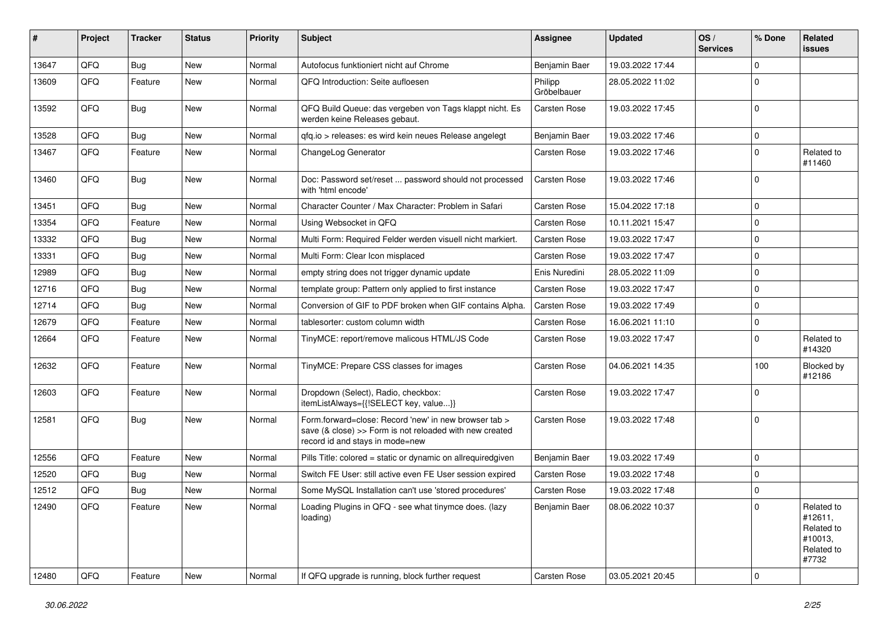| # | Project | Tracker | Status | Priority | Subject | Assignee | Updated | OS / Services | % Done | Related issues |
|---|---|---|---|---|---|---|---|---|---|---|
| 13647 | QFQ | Bug | New | Normal | Autofocus funktioniert nicht auf Chrome | Benjamin Baer | 19.03.2022 17:44 | | 0 | |
| 13609 | QFQ | Feature | New | Normal | QFQ Introduction: Seite aufloesen | Philipp Gröbelbauer | 28.05.2022 11:02 | | 0 | |
| 13592 | QFQ | Bug | New | Normal | QFQ Build Queue: das vergeben von Tags klappt nicht. Es werden keine Releases gebaut. | Carsten Rose | 19.03.2022 17:45 | | 0 | |
| 13528 | QFQ | Bug | New | Normal | qfq.io > releases: es wird kein neues Release angelegt | Benjamin Baer | 19.03.2022 17:46 | | 0 | |
| 13467 | QFQ | Feature | New | Normal | ChangeLog Generator | Carsten Rose | 19.03.2022 17:46 | | 0 | Related to #11460 |
| 13460 | QFQ | Bug | New | Normal | Doc: Password set/reset ... password should not processed with 'html encode' | Carsten Rose | 19.03.2022 17:46 | | 0 | |
| 13451 | QFQ | Bug | New | Normal | Character Counter / Max Character: Problem in Safari | Carsten Rose | 15.04.2022 17:18 | | 0 | |
| 13354 | QFQ | Feature | New | Normal | Using Websocket in QFQ | Carsten Rose | 10.11.2021 15:47 | | 0 | |
| 13332 | QFQ | Bug | New | Normal | Multi Form: Required Felder werden visuell nicht markiert. | Carsten Rose | 19.03.2022 17:47 | | 0 | |
| 13331 | QFQ | Bug | New | Normal | Multi Form: Clear Icon misplaced | Carsten Rose | 19.03.2022 17:47 | | 0 | |
| 12989 | QFQ | Bug | New | Normal | empty string does not trigger dynamic update | Enis Nuredini | 28.05.2022 11:09 | | 0 | |
| 12716 | QFQ | Bug | New | Normal | template group: Pattern only applied to first instance | Carsten Rose | 19.03.2022 17:47 | | 0 | |
| 12714 | QFQ | Bug | New | Normal | Conversion of GIF to PDF broken when GIF contains Alpha. | Carsten Rose | 19.03.2022 17:49 | | 0 | |
| 12679 | QFQ | Feature | New | Normal | tablesorter: custom column width | Carsten Rose | 16.06.2021 11:10 | | 0 | |
| 12664 | QFQ | Feature | New | Normal | TinyMCE: report/remove malicous HTML/JS Code | Carsten Rose | 19.03.2022 17:47 | | 0 | Related to #14320 |
| 12632 | QFQ | Feature | New | Normal | TinyMCE: Prepare CSS classes for images | Carsten Rose | 04.06.2021 14:35 | | 100 | Blocked by #12186 |
| 12603 | QFQ | Feature | New | Normal | Dropdown (Select), Radio, checkbox: itemListAlways={{!SELECT key, value...}} | Carsten Rose | 19.03.2022 17:47 | | 0 | |
| 12581 | QFQ | Bug | New | Normal | Form.forward=close: Record 'new' in new browser tab > save (& close) >> Form is not reloaded with new created record id and stays in mode=new | Carsten Rose | 19.03.2022 17:48 | | 0 | |
| 12556 | QFQ | Feature | New | Normal | Pills Title: colored = static or dynamic on allrequiredgiven | Benjamin Baer | 19.03.2022 17:49 | | 0 | |
| 12520 | QFQ | Bug | New | Normal | Switch FE User: still active even FE User session expired | Carsten Rose | 19.03.2022 17:48 | | 0 | |
| 12512 | QFQ | Bug | New | Normal | Some MySQL Installation can't use 'stored procedures' | Carsten Rose | 19.03.2022 17:48 | | 0 | |
| 12490 | QFQ | Feature | New | Normal | Loading Plugins in QFQ - see what tinymce does. (lazy loading) | Benjamin Baer | 08.06.2022 10:37 | | 0 | Related to #12611, Related to #10013, Related to #7732 |
| 12480 | QFQ | Feature | New | Normal | If QFQ upgrade is running, block further request | Carsten Rose | 03.05.2021 20:45 | | 0 | |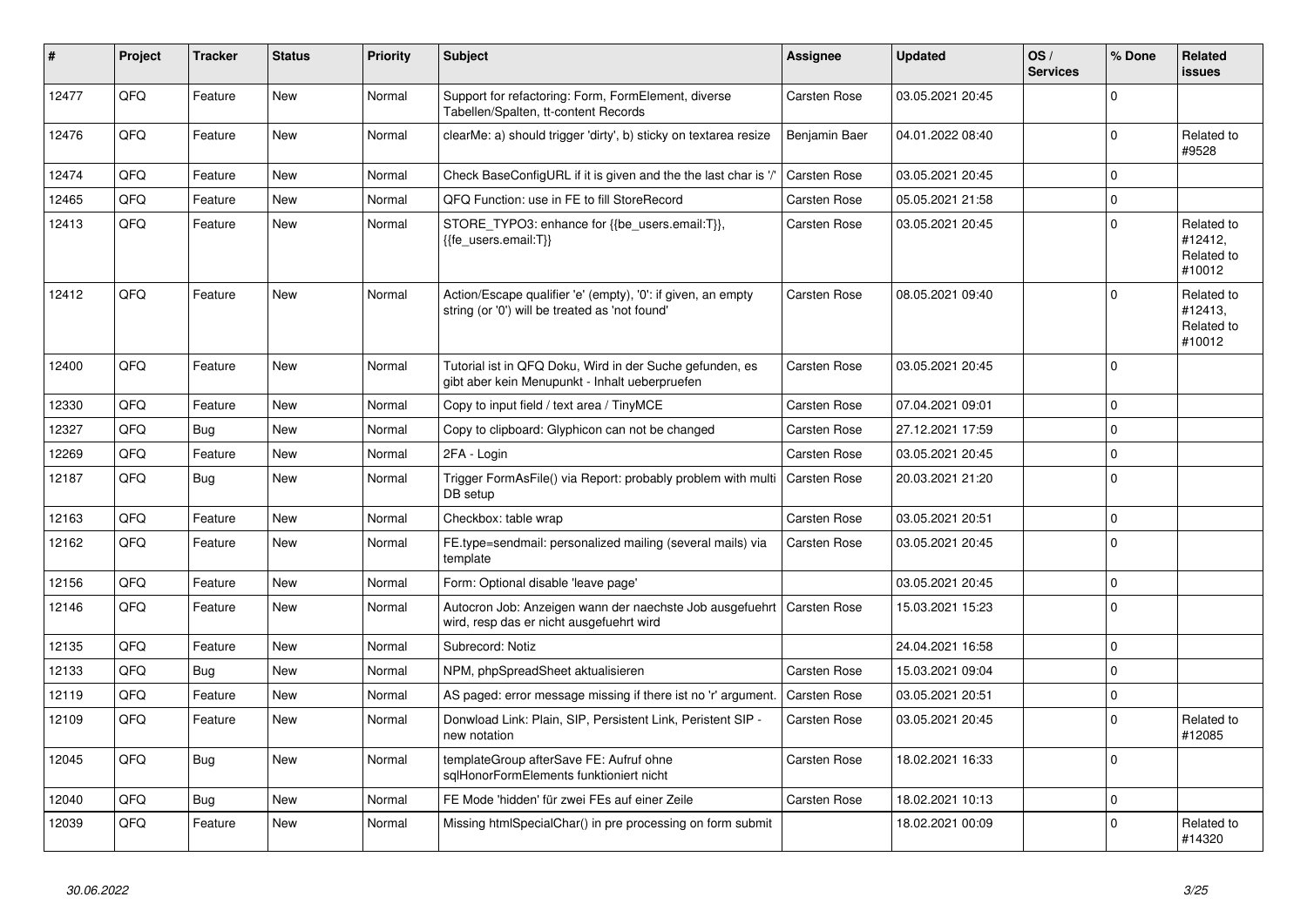| # | Project | Tracker | Status | Priority | Subject | Assignee | Updated | OS / Services | % Done | Related issues |
|---|---|---|---|---|---|---|---|---|---|---|
| 12477 | QFQ | Feature | New | Normal | Support for refactoring: Form, FormElement, diverse Tabellen/Spalten, tt-content Records | Carsten Rose | 03.05.2021 20:45 | | 0 | |
| 12476 | QFQ | Feature | New | Normal | clearMe: a) should trigger 'dirty', b) sticky on textarea resize | Benjamin Baer | 04.01.2022 08:40 | | 0 | Related to #9528 |
| 12474 | QFQ | Feature | New | Normal | Check BaseConfigURL if it is given and the the last char is '/' | Carsten Rose | 03.05.2021 20:45 | | 0 | |
| 12465 | QFQ | Feature | New | Normal | QFQ Function: use in FE to fill StoreRecord | Carsten Rose | 05.05.2021 21:58 | | 0 | |
| 12413 | QFQ | Feature | New | Normal | STORE_TYPO3: enhance for {{be_users.email:T}}, {{fe_users.email:T}} | Carsten Rose | 03.05.2021 20:45 | | 0 | Related to #12412, Related to #10012 |
| 12412 | QFQ | Feature | New | Normal | Action/Escape qualifier 'e' (empty), '0': if given, an empty string (or '0') will be treated as 'not found' | Carsten Rose | 08.05.2021 09:40 | | 0 | Related to #12413, Related to #10012 |
| 12400 | QFQ | Feature | New | Normal | Tutorial ist in QFQ Doku, Wird in der Suche gefunden, es gibt aber kein Menupunkt - Inhalt ueberpruefen | Carsten Rose | 03.05.2021 20:45 | | 0 | |
| 12330 | QFQ | Feature | New | Normal | Copy to input field / text area / TinyMCE | Carsten Rose | 07.04.2021 09:01 | | 0 | |
| 12327 | QFQ | Bug | New | Normal | Copy to clipboard: Glyphicon can not be changed | Carsten Rose | 27.12.2021 17:59 | | 0 | |
| 12269 | QFQ | Feature | New | Normal | 2FA - Login | Carsten Rose | 03.05.2021 20:45 | | 0 | |
| 12187 | QFQ | Bug | New | Normal | Trigger FormAsFile() via Report: probably problem with multi DB setup | Carsten Rose | 20.03.2021 21:20 | | 0 | |
| 12163 | QFQ | Feature | New | Normal | Checkbox: table wrap | Carsten Rose | 03.05.2021 20:51 | | 0 | |
| 12162 | QFQ | Feature | New | Normal | FE.type=sendmail: personalized mailing (several mails) via template | Carsten Rose | 03.05.2021 20:45 | | 0 | |
| 12156 | QFQ | Feature | New | Normal | Form: Optional disable 'leave page' | | 03.05.2021 20:45 | | 0 | |
| 12146 | QFQ | Feature | New | Normal | Autocron Job: Anzeigen wann der naechste Job ausgefuehrt wird, resp das er nicht ausgefuehrt wird | Carsten Rose | 15.03.2021 15:23 | | 0 | |
| 12135 | QFQ | Feature | New | Normal | Subrecord: Notiz | | 24.04.2021 16:58 | | 0 | |
| 12133 | QFQ | Bug | New | Normal | NPM, phpSpreadSheet aktualisieren | Carsten Rose | 15.03.2021 09:04 | | 0 | |
| 12119 | QFQ | Feature | New | Normal | AS paged: error message missing if there ist no 'r' argument. | Carsten Rose | 03.05.2021 20:51 | | 0 | |
| 12109 | QFQ | Feature | New | Normal | Donwload Link: Plain, SIP, Persistent Link, Peristent SIP - new notation | Carsten Rose | 03.05.2021 20:45 | | 0 | Related to #12085 |
| 12045 | QFQ | Bug | New | Normal | templateGroup afterSave FE: Aufruf ohne sqlHonorFormElements funktioniert nicht | Carsten Rose | 18.02.2021 16:33 | | 0 | |
| 12040 | QFQ | Bug | New | Normal | FE Mode 'hidden' für zwei FEs auf einer Zeile | Carsten Rose | 18.02.2021 10:13 | | 0 | |
| 12039 | QFQ | Feature | New | Normal | Missing htmlSpecialChar() in pre processing on form submit | | 18.02.2021 00:09 | | 0 | Related to #14320 |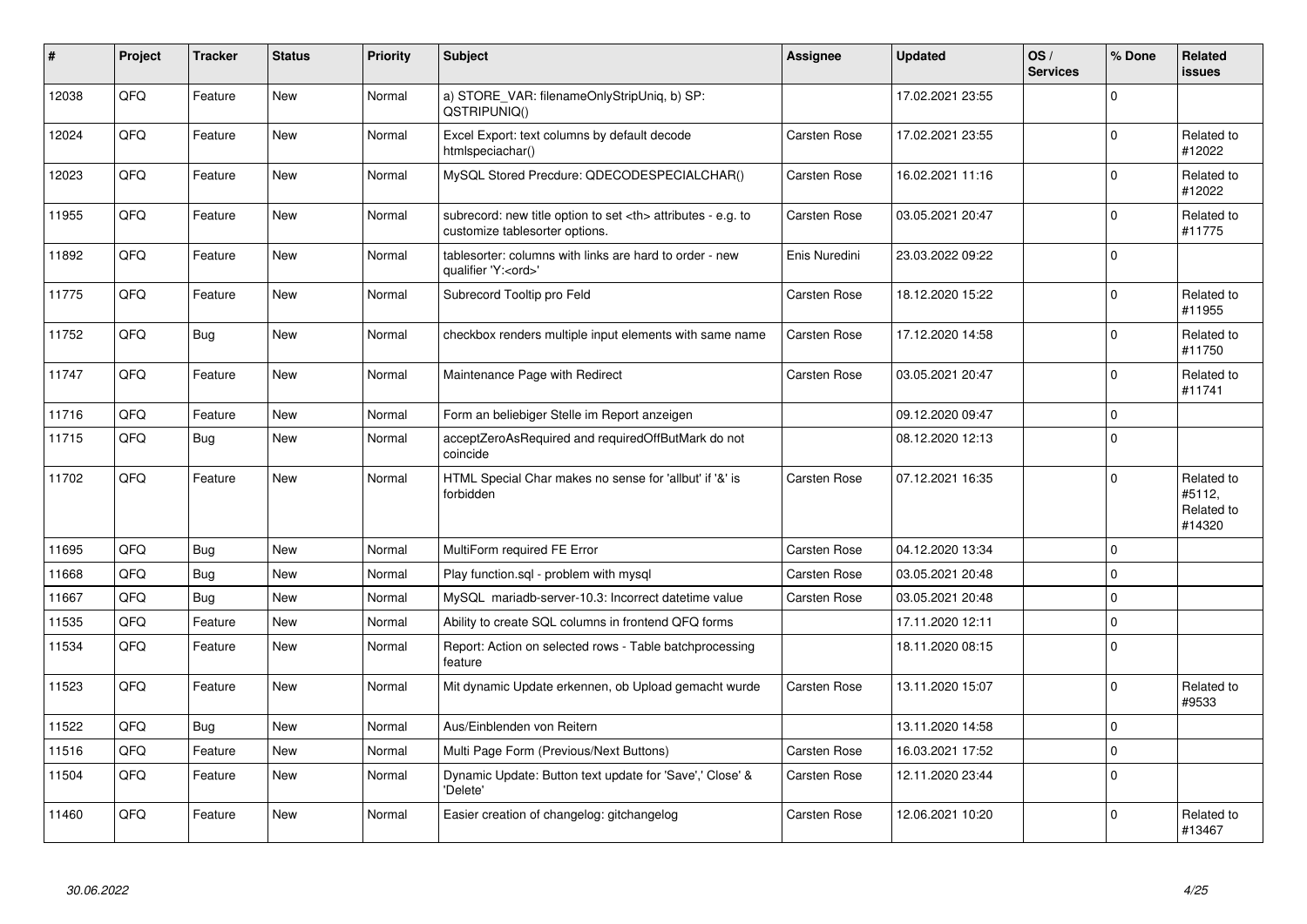| # | Project | Tracker | Status | Priority | Subject | Assignee | Updated | OS / Services | % Done | Related issues |
|---|---|---|---|---|---|---|---|---|---|---|
| 12038 | QFQ | Feature | New | Normal | a) STORE_VAR: filenameOnlyStripUniq, b) SP: QSTRIPUNIQ() | | 17.02.2021 23:55 | | 0 | |
| 12024 | QFQ | Feature | New | Normal | Excel Export: text columns by default decode htmlspeciachar() | Carsten Rose | 17.02.2021 23:55 | | 0 | Related to #12022 |
| 12023 | QFQ | Feature | New | Normal | MySQL Stored Precdure: QDECODESPECIALCHAR() | Carsten Rose | 16.02.2021 11:16 | | 0 | Related to #12022 |
| 11955 | QFQ | Feature | New | Normal | subrecord: new title option to set <th> attributes - e.g. to customize tablesorter options. | Carsten Rose | 03.05.2021 20:47 | | 0 | Related to #11775 |
| 11892 | QFQ | Feature | New | Normal | tablesorter: columns with links are hard to order - new qualifier 'Y:<ord>' | Enis Nuredini | 23.03.2022 09:22 | | 0 | |
| 11775 | QFQ | Feature | New | Normal | Subrecord Tooltip pro Feld | Carsten Rose | 18.12.2020 15:22 | | 0 | Related to #11955 |
| 11752 | QFQ | Bug | New | Normal | checkbox renders multiple input elements with same name | Carsten Rose | 17.12.2020 14:58 | | 0 | Related to #11750 |
| 11747 | QFQ | Feature | New | Normal | Maintenance Page with Redirect | Carsten Rose | 03.05.2021 20:47 | | 0 | Related to #11741 |
| 11716 | QFQ | Feature | New | Normal | Form an beliebiger Stelle im Report anzeigen | | 09.12.2020 09:47 | | 0 | |
| 11715 | QFQ | Bug | New | Normal | acceptZeroAsRequired and requiredOffButMark do not coincide | | 08.12.2020 12:13 | | 0 | |
| 11702 | QFQ | Feature | New | Normal | HTML Special Char makes no sense for 'allbut' if '&' is forbidden | Carsten Rose | 07.12.2021 16:35 | | 0 | Related to #5112, Related to #14320 |
| 11695 | QFQ | Bug | New | Normal | MultiForm required FE Error | Carsten Rose | 04.12.2020 13:34 | | 0 | |
| 11668 | QFQ | Bug | New | Normal | Play function.sql - problem with mysql | Carsten Rose | 03.05.2021 20:48 | | 0 | |
| 11667 | QFQ | Bug | New | Normal | MySQL mariadb-server-10.3: Incorrect datetime value | Carsten Rose | 03.05.2021 20:48 | | 0 | |
| 11535 | QFQ | Feature | New | Normal | Ability to create SQL columns in frontend QFQ forms | | 17.11.2020 12:11 | | 0 | |
| 11534 | QFQ | Feature | New | Normal | Report: Action on selected rows - Table batchprocessing feature | | 18.11.2020 08:15 | | 0 | |
| 11523 | QFQ | Feature | New | Normal | Mit dynamic Update erkennen, ob Upload gemacht wurde | Carsten Rose | 13.11.2020 15:07 | | 0 | Related to #9533 |
| 11522 | QFQ | Bug | New | Normal | Aus/Einblenden von Reitern | | 13.11.2020 14:58 | | 0 | |
| 11516 | QFQ | Feature | New | Normal | Multi Page Form (Previous/Next Buttons) | Carsten Rose | 16.03.2021 17:52 | | 0 | |
| 11504 | QFQ | Feature | New | Normal | Dynamic Update: Button text update for 'Save',' Close' & 'Delete' | Carsten Rose | 12.11.2020 23:44 | | 0 | |
| 11460 | QFQ | Feature | New | Normal | Easier creation of changelog: gitchangelog | Carsten Rose | 12.06.2021 10:20 | | 0 | Related to #13467 |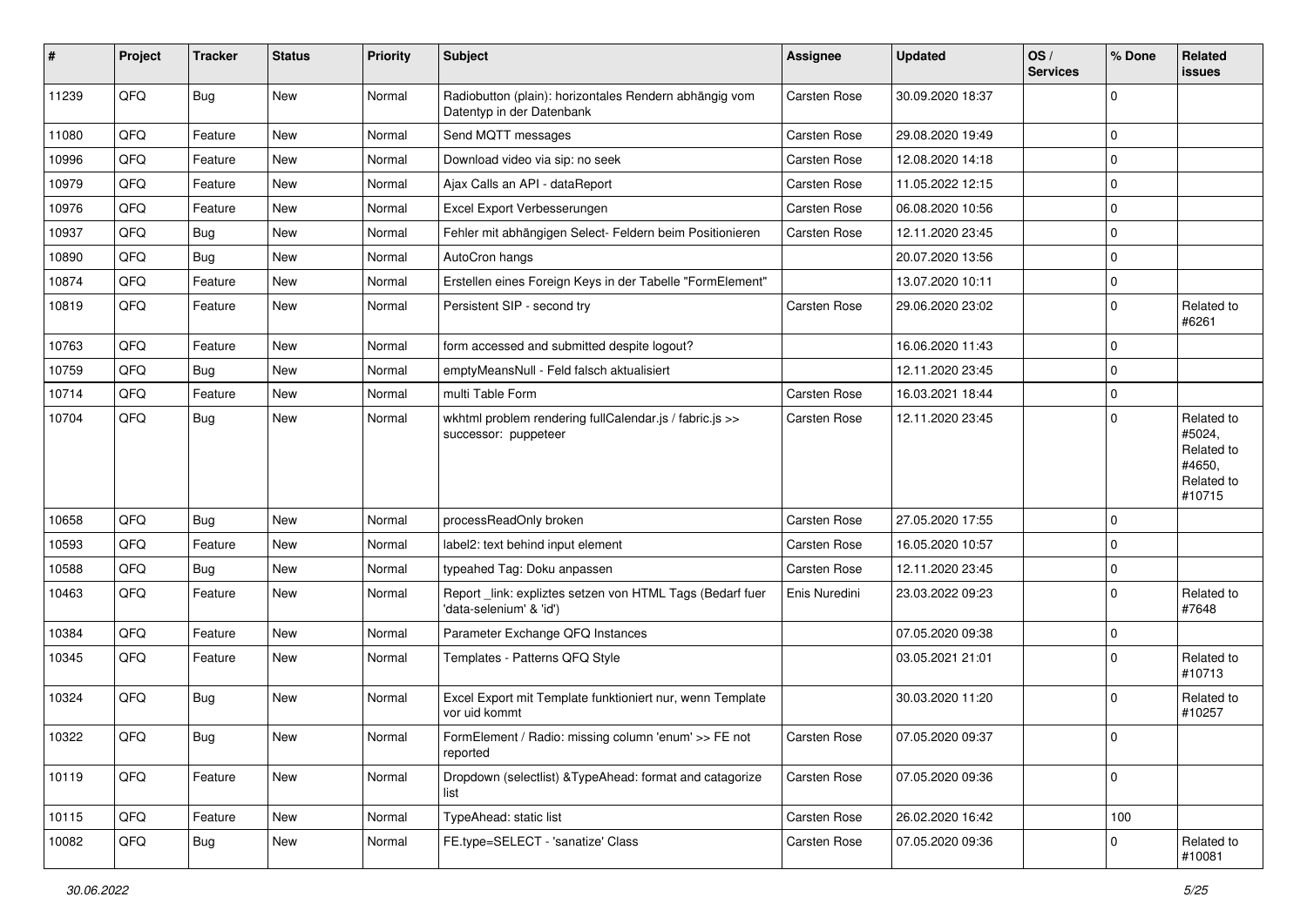| # | Project | Tracker | Status | Priority | Subject | Assignee | Updated | OS / Services | % Done | Related issues |
|---|---|---|---|---|---|---|---|---|---|---|
| 11239 | QFQ | Bug | New | Normal | Radiobutton (plain): horizontales Rendern abhängig vom Datentyp in der Datenbank | Carsten Rose | 30.09.2020 18:37 | | 0 | |
| 11080 | QFQ | Feature | New | Normal | Send MQTT messages | Carsten Rose | 29.08.2020 19:49 | | 0 | |
| 10996 | QFQ | Feature | New | Normal | Download video via sip: no seek | Carsten Rose | 12.08.2020 14:18 | | 0 | |
| 10979 | QFQ | Feature | New | Normal | Ajax Calls an API - dataReport | Carsten Rose | 11.05.2022 12:15 | | 0 | |
| 10976 | QFQ | Feature | New | Normal | Excel Export Verbesserungen | Carsten Rose | 06.08.2020 10:56 | | 0 | |
| 10937 | QFQ | Bug | New | Normal | Fehler mit abhängigen Select- Feldern beim Positionieren | Carsten Rose | 12.11.2020 23:45 | | 0 | |
| 10890 | QFQ | Bug | New | Normal | AutoCron hangs | | 20.07.2020 13:56 | | 0 | |
| 10874 | QFQ | Feature | New | Normal | Erstellen eines Foreign Keys in der Tabelle "FormElement" | | 13.07.2020 10:11 | | 0 | |
| 10819 | QFQ | Feature | New | Normal | Persistent SIP - second try | Carsten Rose | 29.06.2020 23:02 | | 0 | Related to #6261 |
| 10763 | QFQ | Feature | New | Normal | form accessed and submitted despite logout? | | 16.06.2020 11:43 | | 0 | |
| 10759 | QFQ | Bug | New | Normal | emptyMeansNull - Feld falsch aktualisiert | | 12.11.2020 23:45 | | 0 | |
| 10714 | QFQ | Feature | New | Normal | multi Table Form | Carsten Rose | 16.03.2021 18:44 | | 0 | |
| 10704 | QFQ | Bug | New | Normal | wkhtml problem rendering fullCalendar.js / fabric.js >> successor: puppeteer | Carsten Rose | 12.11.2020 23:45 | | 0 | Related to #5024, Related to #4650, Related to #10715 |
| 10658 | QFQ | Bug | New | Normal | processReadOnly broken | Carsten Rose | 27.05.2020 17:55 | | 0 | |
| 10593 | QFQ | Feature | New | Normal | label2: text behind input element | Carsten Rose | 16.05.2020 10:57 | | 0 | |
| 10588 | QFQ | Bug | New | Normal | typeahed Tag: Doku anpassen | Carsten Rose | 12.11.2020 23:45 | | 0 | |
| 10463 | QFQ | Feature | New | Normal | Report _link: expliztes setzen von HTML Tags (Bedarf fuer 'data-selenium' & 'id') | Enis Nuredini | 23.03.2022 09:23 | | 0 | Related to #7648 |
| 10384 | QFQ | Feature | New | Normal | Parameter Exchange QFQ Instances | | 07.05.2020 09:38 | | 0 | |
| 10345 | QFQ | Feature | New | Normal | Templates - Patterns QFQ Style | | 03.05.2021 21:01 | | 0 | Related to #10713 |
| 10324 | QFQ | Bug | New | Normal | Excel Export mit Template funktioniert nur, wenn Template vor uid kommt | | 30.03.2020 11:20 | | 0 | Related to #10257 |
| 10322 | QFQ | Bug | New | Normal | FormElement / Radio: missing column 'enum' >> FE not reported | Carsten Rose | 07.05.2020 09:37 | | 0 | |
| 10119 | QFQ | Feature | New | Normal | Dropdown (selectlist) &TypeAhead: format and catagorize list | Carsten Rose | 07.05.2020 09:36 | | 0 | |
| 10115 | QFQ | Feature | New | Normal | TypeAhead: static list | Carsten Rose | 26.02.2020 16:42 | | 100 | |
| 10082 | QFQ | Bug | New | Normal | FE.type=SELECT - 'sanatize' Class | Carsten Rose | 07.05.2020 09:36 | | 0 | Related to #10081 |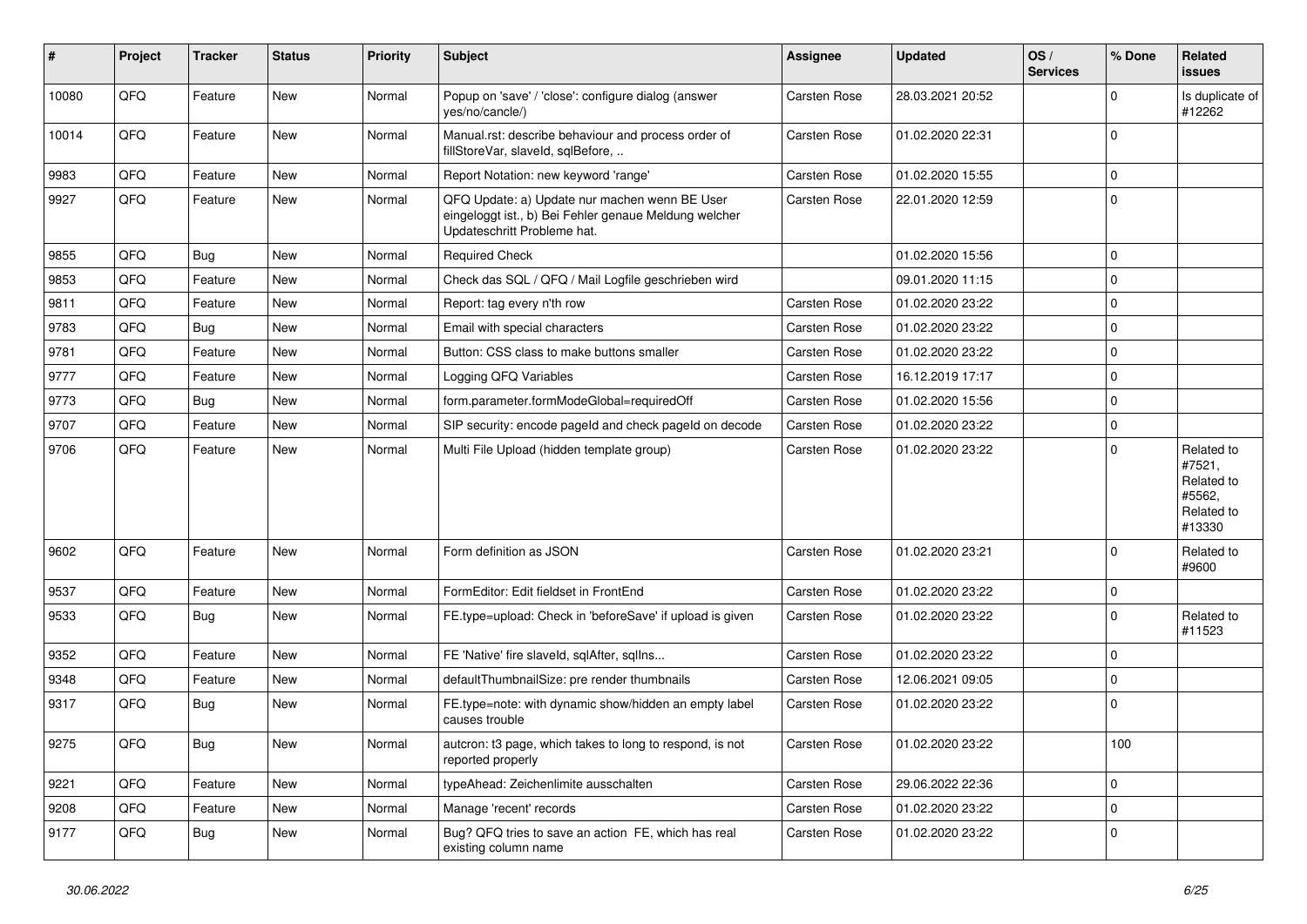| # | Project | Tracker | Status | Priority | Subject | Assignee | Updated | OS / Services | % Done | Related issues |
|---|---|---|---|---|---|---|---|---|---|---|
| 10080 | QFQ | Feature | New | Normal | Popup on 'save' / 'close': configure dialog (answer yes/no/cancle/) | Carsten Rose | 28.03.2021 20:52 | | 0 | Is duplicate of #12262 |
| 10014 | QFQ | Feature | New | Normal | Manual.rst: describe behaviour and process order of fillStoreVar, slaveId, sqlBefore, .. | Carsten Rose | 01.02.2020 22:31 | | 0 | |
| 9983 | QFQ | Feature | New | Normal | Report Notation: new keyword 'range' | Carsten Rose | 01.02.2020 15:55 | | 0 | |
| 9927 | QFQ | Feature | New | Normal | QFQ Update: a) Update nur machen wenn BE User eingeloggt ist., b) Bei Fehler genaue Meldung welcher Updateschritt Probleme hat. | Carsten Rose | 22.01.2020 12:59 | | 0 | |
| 9855 | QFQ | Bug | New | Normal | Required Check | | 01.02.2020 15:56 | | 0 | |
| 9853 | QFQ | Feature | New | Normal | Check das SQL / QFQ / Mail Logfile geschrieben wird | | 09.01.2020 11:15 | | 0 | |
| 9811 | QFQ | Feature | New | Normal | Report: tag every n'th row | Carsten Rose | 01.02.2020 23:22 | | 0 | |
| 9783 | QFQ | Bug | New | Normal | Email with special characters | Carsten Rose | 01.02.2020 23:22 | | 0 | |
| 9781 | QFQ | Feature | New | Normal | Button: CSS class to make buttons smaller | Carsten Rose | 01.02.2020 23:22 | | 0 | |
| 9777 | QFQ | Feature | New | Normal | Logging QFQ Variables | Carsten Rose | 16.12.2019 17:17 | | 0 | |
| 9773 | QFQ | Bug | New | Normal | form.parameter.formModeGlobal=requiredOff | Carsten Rose | 01.02.2020 15:56 | | 0 | |
| 9707 | QFQ | Feature | New | Normal | SIP security: encode pageId and check pageId on decode | Carsten Rose | 01.02.2020 23:22 | | 0 | |
| 9706 | QFQ | Feature | New | Normal | Multi File Upload (hidden template group) | Carsten Rose | 01.02.2020 23:22 | | 0 | Related to #7521, Related to #5562, Related to #13330 |
| 9602 | QFQ | Feature | New | Normal | Form definition as JSON | Carsten Rose | 01.02.2020 23:21 | | 0 | Related to #9600 |
| 9537 | QFQ | Feature | New | Normal | FormEditor: Edit fieldset in FrontEnd | Carsten Rose | 01.02.2020 23:22 | | 0 | |
| 9533 | QFQ | Bug | New | Normal | FE.type=upload: Check in 'beforeSave' if upload is given | Carsten Rose | 01.02.2020 23:22 | | 0 | Related to #11523 |
| 9352 | QFQ | Feature | New | Normal | FE 'Native' fire slaveId, sqlAfter, sqlIns... | Carsten Rose | 01.02.2020 23:22 | | 0 | |
| 9348 | QFQ | Feature | New | Normal | defaultThumbnailSize: pre render thumbnails | Carsten Rose | 12.06.2021 09:05 | | 0 | |
| 9317 | QFQ | Bug | New | Normal | FE.type=note: with dynamic show/hidden an empty label causes trouble | Carsten Rose | 01.02.2020 23:22 | | 0 | |
| 9275 | QFQ | Bug | New | Normal | autcron: t3 page, which takes to long to respond, is not reported properly | Carsten Rose | 01.02.2020 23:22 | | 100 | |
| 9221 | QFQ | Feature | New | Normal | typeAhead: Zeichenlimite ausschalten | Carsten Rose | 29.06.2022 22:36 | | 0 | |
| 9208 | QFQ | Feature | New | Normal | Manage 'recent' records | Carsten Rose | 01.02.2020 23:22 | | 0 | |
| 9177 | QFQ | Bug | New | Normal | Bug? QFQ tries to save an action FE, which has real existing column name | Carsten Rose | 01.02.2020 23:22 | | 0 | |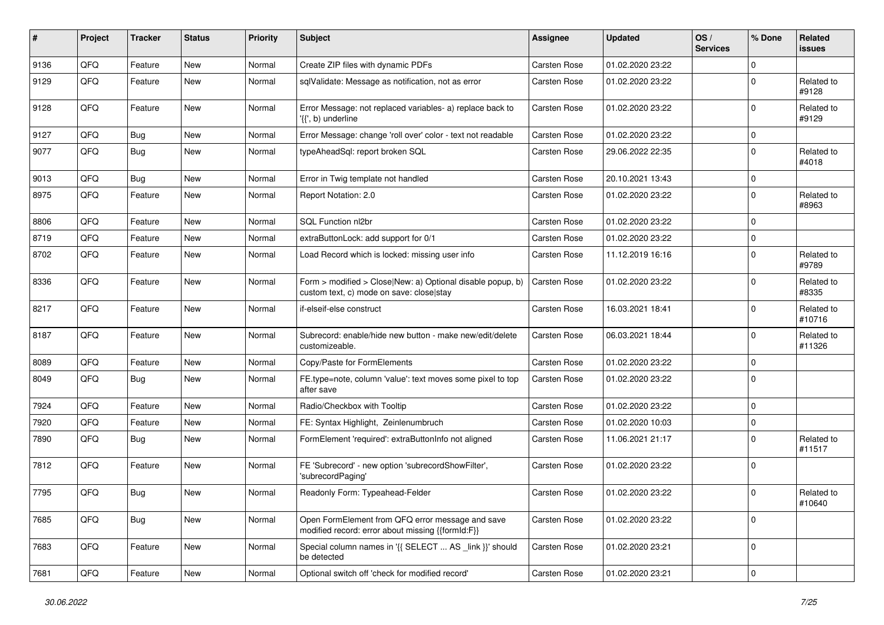| # | Project | Tracker | Status | Priority | Subject | Assignee | Updated | OS / Services | % Done | Related issues |
|---|---|---|---|---|---|---|---|---|---|---|
| 9136 | QFQ | Feature | New | Normal | Create ZIP files with dynamic PDFs | Carsten Rose | 01.02.2020 23:22 | | 0 | |
| 9129 | QFQ | Feature | New | Normal | sqlValidate: Message as notification, not as error | Carsten Rose | 01.02.2020 23:22 | | 0 | Related to #9128 |
| 9128 | QFQ | Feature | New | Normal | Error Message: not replaced variables- a) replace back to '{{', b) underline | Carsten Rose | 01.02.2020 23:22 | | 0 | Related to #9129 |
| 9127 | QFQ | Bug | New | Normal | Error Message: change 'roll over' color - text not readable | Carsten Rose | 01.02.2020 23:22 | | 0 | |
| 9077 | QFQ | Bug | New | Normal | typeAheadSql: report broken SQL | Carsten Rose | 29.06.2022 22:35 | | 0 | Related to #4018 |
| 9013 | QFQ | Bug | New | Normal | Error in Twig template not handled | Carsten Rose | 20.10.2021 13:43 | | 0 | |
| 8975 | QFQ | Feature | New | Normal | Report Notation: 2.0 | Carsten Rose | 01.02.2020 23:22 | | 0 | Related to #8963 |
| 8806 | QFQ | Feature | New | Normal | SQL Function nl2br | Carsten Rose | 01.02.2020 23:22 | | 0 | |
| 8719 | QFQ | Feature | New | Normal | extraButtonLock: add support for 0/1 | Carsten Rose | 01.02.2020 23:22 | | 0 | |
| 8702 | QFQ | Feature | New | Normal | Load Record which is locked: missing user info | Carsten Rose | 11.12.2019 16:16 | | 0 | Related to #9789 |
| 8336 | QFQ | Feature | New | Normal | Form > modified > Close\|New: a) Optional disable popup, b) custom text, c) mode on save: close\|stay | Carsten Rose | 01.02.2020 23:22 | | 0 | Related to #8335 |
| 8217 | QFQ | Feature | New | Normal | if-elseif-else construct | Carsten Rose | 16.03.2021 18:41 | | 0 | Related to #10716 |
| 8187 | QFQ | Feature | New | Normal | Subrecord: enable/hide new button - make new/edit/delete customizeable. | Carsten Rose | 06.03.2021 18:44 | | 0 | Related to #11326 |
| 8089 | QFQ | Feature | New | Normal | Copy/Paste for FormElements | Carsten Rose | 01.02.2020 23:22 | | 0 | |
| 8049 | QFQ | Bug | New | Normal | FE.type=note, column 'value': text moves some pixel to top after save | Carsten Rose | 01.02.2020 23:22 | | 0 | |
| 7924 | QFQ | Feature | New | Normal | Radio/Checkbox with Tooltip | Carsten Rose | 01.02.2020 23:22 | | 0 | |
| 7920 | QFQ | Feature | New | Normal | FE: Syntax Highlight, Zeinlenumbruch | Carsten Rose | 01.02.2020 10:03 | | 0 | |
| 7890 | QFQ | Bug | New | Normal | FormElement 'required': extraButtonInfo not aligned | Carsten Rose | 11.06.2021 21:17 | | 0 | Related to #11517 |
| 7812 | QFQ | Feature | New | Normal | FE 'Subrecord' - new option 'subrecordShowFilter', 'subrecordPaging' | Carsten Rose | 01.02.2020 23:22 | | 0 | |
| 7795 | QFQ | Bug | New | Normal | Readonly Form: Typeahead-Felder | Carsten Rose | 01.02.2020 23:22 | | 0 | Related to #10640 |
| 7685 | QFQ | Bug | New | Normal | Open FormElement from QFQ error message and save modified record: error about missing {{formId:F}} | Carsten Rose | 01.02.2020 23:22 | | 0 | |
| 7683 | QFQ | Feature | New | Normal | Special column names in '{{ SELECT ... AS _link }}' should be detected | Carsten Rose | 01.02.2020 23:21 | | 0 | |
| 7681 | QFQ | Feature | New | Normal | Optional switch off 'check for modified record' | Carsten Rose | 01.02.2020 23:21 | | 0 | |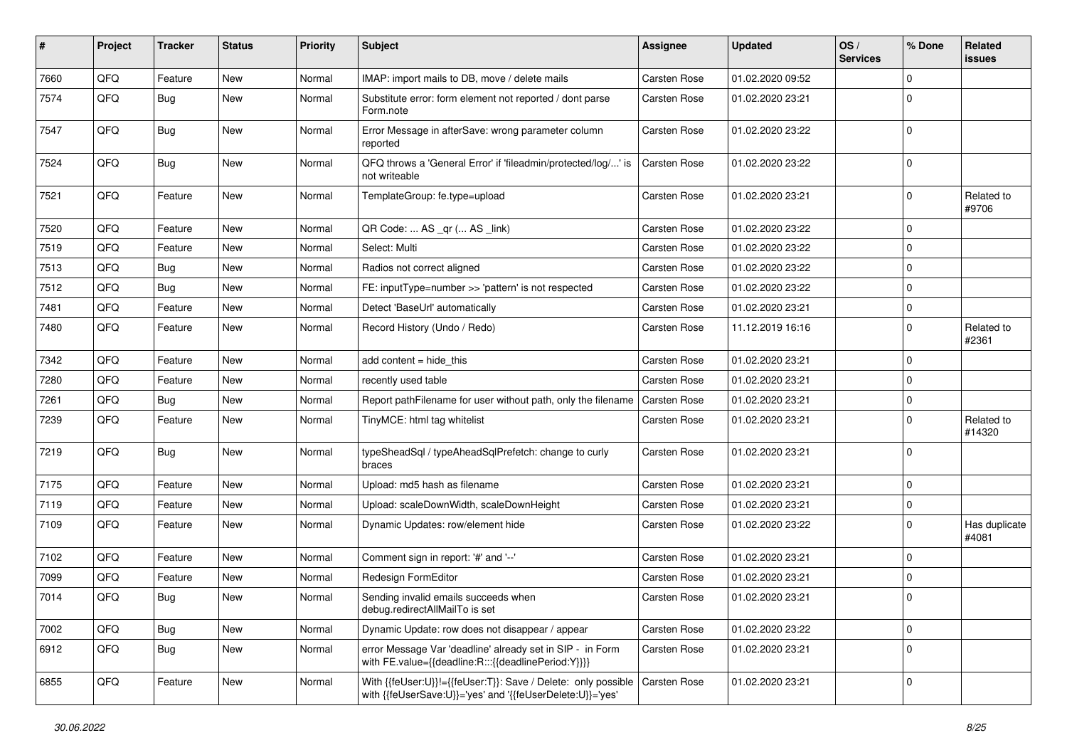| # | Project | Tracker | Status | Priority | Subject | Assignee | Updated | OS / Services | % Done | Related issues |
|---|---|---|---|---|---|---|---|---|---|---|
| 7660 | QFQ | Feature | New | Normal | IMAP: import mails to DB, move / delete mails | Carsten Rose | 01.02.2020 09:52 | | 0 | |
| 7574 | QFQ | Bug | New | Normal | Substitute error: form element not reported / dont parse Form.note | Carsten Rose | 01.02.2020 23:21 | | 0 | |
| 7547 | QFQ | Bug | New | Normal | Error Message in afterSave: wrong parameter column reported | Carsten Rose | 01.02.2020 23:22 | | 0 | |
| 7524 | QFQ | Bug | New | Normal | QFQ throws a 'General Error' if 'fileadmin/protected/log/...' is not writeable | Carsten Rose | 01.02.2020 23:22 | | 0 | |
| 7521 | QFQ | Feature | New | Normal | TemplateGroup: fe.type=upload | Carsten Rose | 01.02.2020 23:21 | | 0 | Related to #9706 |
| 7520 | QFQ | Feature | New | Normal | QR Code: ... AS _qr (... AS _link) | Carsten Rose | 01.02.2020 23:22 | | 0 | |
| 7519 | QFQ | Feature | New | Normal | Select: Multi | Carsten Rose | 01.02.2020 23:22 | | 0 | |
| 7513 | QFQ | Bug | New | Normal | Radios not correct aligned | Carsten Rose | 01.02.2020 23:22 | | 0 | |
| 7512 | QFQ | Bug | New | Normal | FE: inputType=number >> 'pattern' is not respected | Carsten Rose | 01.02.2020 23:22 | | 0 | |
| 7481 | QFQ | Feature | New | Normal | Detect 'BaseUrl' automatically | Carsten Rose | 01.02.2020 23:21 | | 0 | |
| 7480 | QFQ | Feature | New | Normal | Record History (Undo / Redo) | Carsten Rose | 11.12.2019 16:16 | | 0 | Related to #2361 |
| 7342 | QFQ | Feature | New | Normal | add content = hide_this | Carsten Rose | 01.02.2020 23:21 | | 0 | |
| 7280 | QFQ | Feature | New | Normal | recently used table | Carsten Rose | 01.02.2020 23:21 | | 0 | |
| 7261 | QFQ | Bug | New | Normal | Report pathFilename for user without path, only the filename | Carsten Rose | 01.02.2020 23:21 | | 0 | |
| 7239 | QFQ | Feature | New | Normal | TinyMCE: html tag whitelist | Carsten Rose | 01.02.2020 23:21 | | 0 | Related to #14320 |
| 7219 | QFQ | Bug | New | Normal | typeSheadSql / typeAheadSqlPrefetch: change to curly braces | Carsten Rose | 01.02.2020 23:21 | | 0 | |
| 7175 | QFQ | Feature | New | Normal | Upload: md5 hash as filename | Carsten Rose | 01.02.2020 23:21 | | 0 | |
| 7119 | QFQ | Feature | New | Normal | Upload: scaleDownWidth, scaleDownHeight | Carsten Rose | 01.02.2020 23:21 | | 0 | |
| 7109 | QFQ | Feature | New | Normal | Dynamic Updates: row/element hide | Carsten Rose | 01.02.2020 23:22 | | 0 | Has duplicate #4081 |
| 7102 | QFQ | Feature | New | Normal | Comment sign in report: '#' and '--' | Carsten Rose | 01.02.2020 23:21 | | 0 | |
| 7099 | QFQ | Feature | New | Normal | Redesign FormEditor | Carsten Rose | 01.02.2020 23:21 | | 0 | |
| 7014 | QFQ | Bug | New | Normal | Sending invalid emails succeeds when debug.redirectAllMailTo is set | Carsten Rose | 01.02.2020 23:21 | | 0 | |
| 7002 | QFQ | Bug | New | Normal | Dynamic Update: row does not disappear / appear | Carsten Rose | 01.02.2020 23:22 | | 0 | |
| 6912 | QFQ | Bug | New | Normal | error Message Var 'deadline' already set in SIP - in Form with FE.value={{deadline:R:::{{deadlinePeriod:Y}}}} | Carsten Rose | 01.02.2020 23:21 | | 0 | |
| 6855 | QFQ | Feature | New | Normal | With {{feUser:U}}!={{feUser:T}}: Save / Delete: only possible with {{feUserSave:U}}='yes' and '{{feUserDelete:U}}='yes' | Carsten Rose | 01.02.2020 23:21 | | 0 | |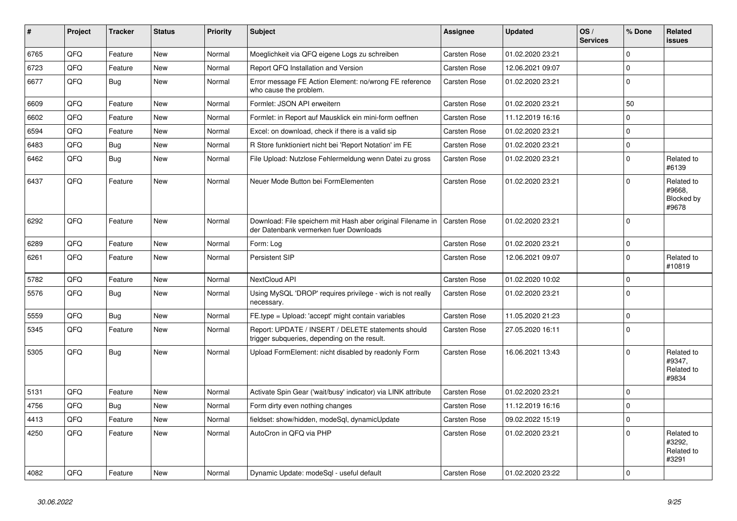| # | Project | Tracker | Status | Priority | Subject | Assignee | Updated | OS / Services | % Done | Related issues |
|---|---|---|---|---|---|---|---|---|---|---|
| 6765 | QFQ | Feature | New | Normal | Moeglichkeit via QFQ eigene Logs zu schreiben | Carsten Rose | 01.02.2020 23:21 | | 0 | |
| 6723 | QFQ | Feature | New | Normal | Report QFQ Installation and Version | Carsten Rose | 12.06.2021 09:07 | | 0 | |
| 6677 | QFQ | Bug | New | Normal | Error message FE Action Element: no/wrong FE reference who cause the problem. | Carsten Rose | 01.02.2020 23:21 | | 0 | |
| 6609 | QFQ | Feature | New | Normal | Formlet: JSON API erweitern | Carsten Rose | 01.02.2020 23:21 | | 50 | |
| 6602 | QFQ | Feature | New | Normal | Formlet: in Report auf Mausklick ein mini-form oeffnen | Carsten Rose | 11.12.2019 16:16 | | 0 | |
| 6594 | QFQ | Feature | New | Normal | Excel: on download, check if there is a valid sip | Carsten Rose | 01.02.2020 23:21 | | 0 | |
| 6483 | QFQ | Bug | New | Normal | R Store funktioniert nicht bei 'Report Notation' im FE | Carsten Rose | 01.02.2020 23:21 | | 0 | |
| 6462 | QFQ | Bug | New | Normal | File Upload: Nutzlose Fehlermeldung wenn Datei zu gross | Carsten Rose | 01.02.2020 23:21 | | 0 | Related to #6139 |
| 6437 | QFQ | Feature | New | Normal | Neuer Mode Button bei FormElementen | Carsten Rose | 01.02.2020 23:21 | | 0 | Related to #9668, Blocked by #9678 |
| 6292 | QFQ | Feature | New | Normal | Download: File speichern mit Hash aber original Filename in der Datenbank vermerken fuer Downloads | Carsten Rose | 01.02.2020 23:21 | | 0 | |
| 6289 | QFQ | Feature | New | Normal | Form: Log | Carsten Rose | 01.02.2020 23:21 | | 0 | |
| 6261 | QFQ | Feature | New | Normal | Persistent SIP | Carsten Rose | 12.06.2021 09:07 | | 0 | Related to #10819 |
| 5782 | QFQ | Feature | New | Normal | NextCloud API | Carsten Rose | 01.02.2020 10:02 | | 0 | |
| 5576 | QFQ | Bug | New | Normal | Using MySQL 'DROP' requires privilege - wich is not really necessary. | Carsten Rose | 01.02.2020 23:21 | | 0 | |
| 5559 | QFQ | Bug | New | Normal | FE.type = Upload: 'accept' might contain variables | Carsten Rose | 11.05.2020 21:23 | | 0 | |
| 5345 | QFQ | Feature | New | Normal | Report: UPDATE / INSERT / DELETE statements should trigger subqueries, depending on the result. | Carsten Rose | 27.05.2020 16:11 | | 0 | |
| 5305 | QFQ | Bug | New | Normal | Upload FormElement: nicht disabled by readonly Form | Carsten Rose | 16.06.2021 13:43 | | 0 | Related to #9347, Related to #9834 |
| 5131 | QFQ | Feature | New | Normal | Activate Spin Gear ('wait/busy' indicator) via LINK attribute | Carsten Rose | 01.02.2020 23:21 | | 0 | |
| 4756 | QFQ | Bug | New | Normal | Form dirty even nothing changes | Carsten Rose | 11.12.2019 16:16 | | 0 | |
| 4413 | QFQ | Feature | New | Normal | fieldset: show/hidden, modeSql, dynamicUpdate | Carsten Rose | 09.02.2022 15:19 | | 0 | |
| 4250 | QFQ | Feature | New | Normal | AutoCron in QFQ via PHP | Carsten Rose | 01.02.2020 23:21 | | 0 | Related to #3292, Related to #3291 |
| 4082 | QFQ | Feature | New | Normal | Dynamic Update: modeSql - useful default | Carsten Rose | 01.02.2020 23:22 | | 0 | |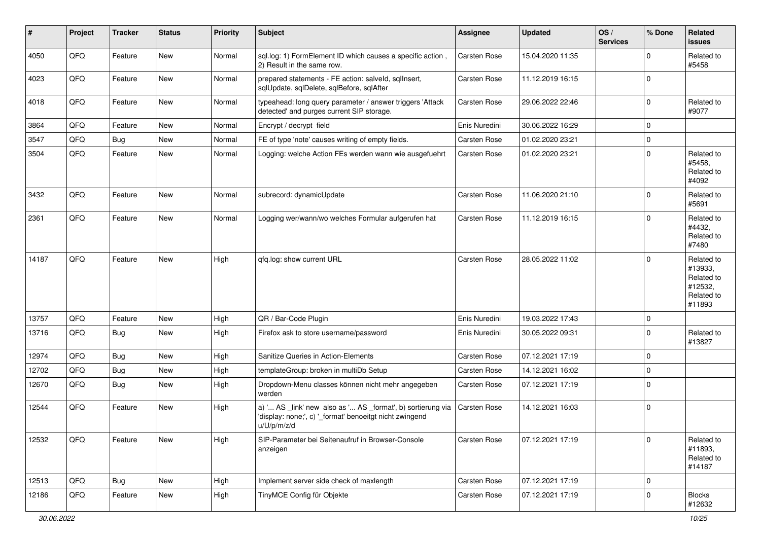| # | Project | Tracker | Status | Priority | Subject | Assignee | Updated | OS / Services | % Done | Related issues |
|---|---|---|---|---|---|---|---|---|---|---|
| 4050 | QFQ | Feature | New | Normal | sql.log: 1) FormElement ID which causes a specific action , 2) Result in the same row. | Carsten Rose | 15.04.2020 11:35 | | 0 | Related to #5458 |
| 4023 | QFQ | Feature | New | Normal | prepared statements - FE action: salveld, sqlInsert, sqlUpdate, sqlDelete, sqlBefore, sqlAfter | Carsten Rose | 11.12.2019 16:15 | | 0 | |
| 4018 | QFQ | Feature | New | Normal | typeahead: long query parameter / answer triggers 'Attack detected' and purges current SIP storage. | Carsten Rose | 29.06.2022 22:46 | | 0 | Related to #9077 |
| 3864 | QFQ | Feature | New | Normal | Encrypt / decrypt field | Enis Nuredini | 30.06.2022 16:29 | | 0 | |
| 3547 | QFQ | Bug | New | Normal | FE of type 'note' causes writing of empty fields. | Carsten Rose | 01.02.2020 23:21 | | 0 | |
| 3504 | QFQ | Feature | New | Normal | Logging: welche Action FEs werden wann wie ausgefuehrt | Carsten Rose | 01.02.2020 23:21 | | 0 | Related to #5458, Related to #4092 |
| 3432 | QFQ | Feature | New | Normal | subrecord: dynamicUpdate | Carsten Rose | 11.06.2020 21:10 | | 0 | Related to #5691 |
| 2361 | QFQ | Feature | New | Normal | Logging wer/wann/wo welches Formular aufgerufen hat | Carsten Rose | 11.12.2019 16:15 | | 0 | Related to #4432, Related to #7480 |
| 14187 | QFQ | Feature | New | High | qfq.log: show current URL | Carsten Rose | 28.05.2022 11:02 | | 0 | Related to #13933, Related to #12532, Related to #11893 |
| 13757 | QFQ | Feature | New | High | QR / Bar-Code Plugin | Enis Nuredini | 19.03.2022 17:43 | | 0 | |
| 13716 | QFQ | Bug | New | High | Firefox ask to store username/password | Enis Nuredini | 30.05.2022 09:31 | | 0 | Related to #13827 |
| 12974 | QFQ | Bug | New | High | Sanitize Queries in Action-Elements | Carsten Rose | 07.12.2021 17:19 | | 0 | |
| 12702 | QFQ | Bug | New | High | templateGroup: broken in multiDb Setup | Carsten Rose | 14.12.2021 16:02 | | 0 | |
| 12670 | QFQ | Bug | New | High | Dropdown-Menu classes können nicht mehr angegeben werden | Carsten Rose | 07.12.2021 17:19 | | 0 | |
| 12544 | QFQ | Feature | New | High | a) '... AS _link' new also as '... AS _format', b) sortierung via 'display: none;', c) '_format' benoeitgt nicht zwingend u/U/p/m/z/d | Carsten Rose | 14.12.2021 16:03 | | 0 | |
| 12532 | QFQ | Feature | New | High | SIP-Parameter bei Seitenaufruf in Browser-Console anzeigen | Carsten Rose | 07.12.2021 17:19 | | 0 | Related to #11893, Related to #14187 |
| 12513 | QFQ | Bug | New | High | Implement server side check of maxlength | Carsten Rose | 07.12.2021 17:19 | | 0 | |
| 12186 | QFQ | Feature | New | High | TinyMCE Config für Objekte | Carsten Rose | 07.12.2021 17:19 | | 0 | Blocks #12632 |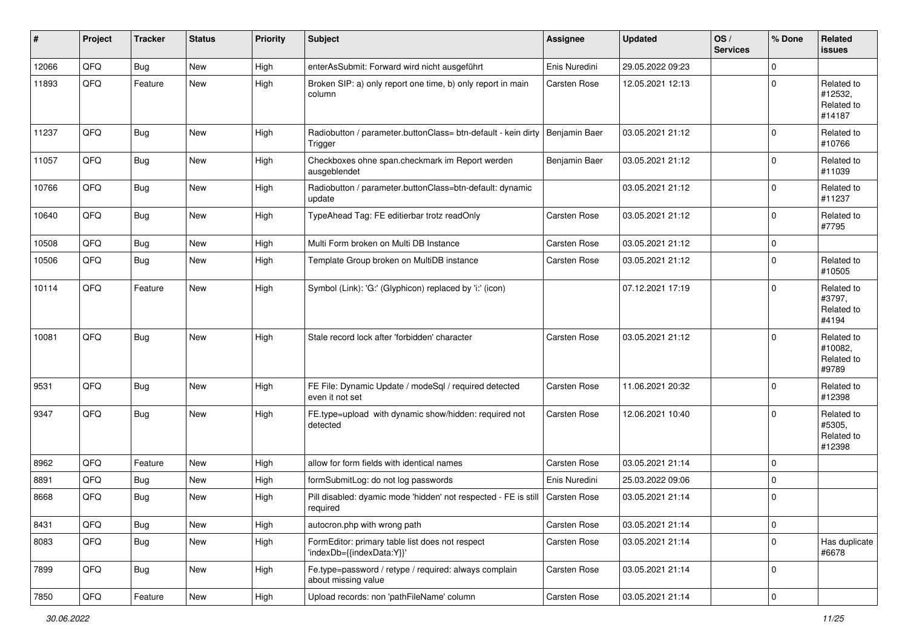| # | Project | Tracker | Status | Priority | Subject | Assignee | Updated | OS / Services | % Done | Related issues |
|---|---|---|---|---|---|---|---|---|---|---|
| 12066 | QFQ | Bug | New | High | enterAsSubmit: Forward wird nicht ausgeführt | Enis Nuredini | 29.05.2022 09:23 | | 0 | |
| 11893 | QFQ | Feature | New | High | Broken SIP: a) only report one time, b) only report in main column | Carsten Rose | 12.05.2021 12:13 | | 0 | Related to #12532, Related to #14187 |
| 11237 | QFQ | Bug | New | High | Radiobutton / parameter.buttonClass= btn-default - kein dirty Trigger | Benjamin Baer | 03.05.2021 21:12 | | 0 | Related to #10766 |
| 11057 | QFQ | Bug | New | High | Checkboxes ohne span.checkmark im Report werden ausgeblendet | Benjamin Baer | 03.05.2021 21:12 | | 0 | Related to #11039 |
| 10766 | QFQ | Bug | New | High | Radiobutton / parameter.buttonClass=btn-default: dynamic update | | 03.05.2021 21:12 | | 0 | Related to #11237 |
| 10640 | QFQ | Bug | New | High | TypeAhead Tag: FE editierbar trotz readOnly | Carsten Rose | 03.05.2021 21:12 | | 0 | Related to #7795 |
| 10508 | QFQ | Bug | New | High | Multi Form broken on Multi DB Instance | Carsten Rose | 03.05.2021 21:12 | | 0 | |
| 10506 | QFQ | Bug | New | High | Template Group broken on MultiDB instance | Carsten Rose | 03.05.2021 21:12 | | 0 | Related to #10505 |
| 10114 | QFQ | Feature | New | High | Symbol (Link): 'G:' (Glyphicon) replaced by 'i:' (icon) | | 07.12.2021 17:19 | | 0 | Related to #3797, Related to #4194 |
| 10081 | QFQ | Bug | New | High | Stale record lock after 'forbidden' character | Carsten Rose | 03.05.2021 21:12 | | 0 | Related to #10082, Related to #9789 |
| 9531 | QFQ | Bug | New | High | FE File: Dynamic Update / modeSql / required detected even it not set | Carsten Rose | 11.06.2021 20:32 | | 0 | Related to #12398 |
| 9347 | QFQ | Bug | New | High | FE.type=upload with dynamic show/hidden: required not detected | Carsten Rose | 12.06.2021 10:40 | | 0 | Related to #5305, Related to #12398 |
| 8962 | QFQ | Feature | New | High | allow for form fields with identical names | Carsten Rose | 03.05.2021 21:14 | | 0 | |
| 8891 | QFQ | Bug | New | High | formSubmitLog: do not log passwords | Enis Nuredini | 25.03.2022 09:06 | | 0 | |
| 8668 | QFQ | Bug | New | High | Pill disabled: dyamic mode 'hidden' not respected - FE is still required | Carsten Rose | 03.05.2021 21:14 | | 0 | |
| 8431 | QFQ | Bug | New | High | autocron.php with wrong path | Carsten Rose | 03.05.2021 21:14 | | 0 | |
| 8083 | QFQ | Bug | New | High | FormEditor: primary table list does not respect 'indexDb={{indexData:Y}}' | Carsten Rose | 03.05.2021 21:14 | | 0 | Has duplicate #6678 |
| 7899 | QFQ | Bug | New | High | Fe.type=password / retype / required: always complain about missing value | Carsten Rose | 03.05.2021 21:14 | | 0 | |
| 7850 | QFQ | Feature | New | High | Upload records: non 'pathFileName' column | Carsten Rose | 03.05.2021 21:14 | | 0 | |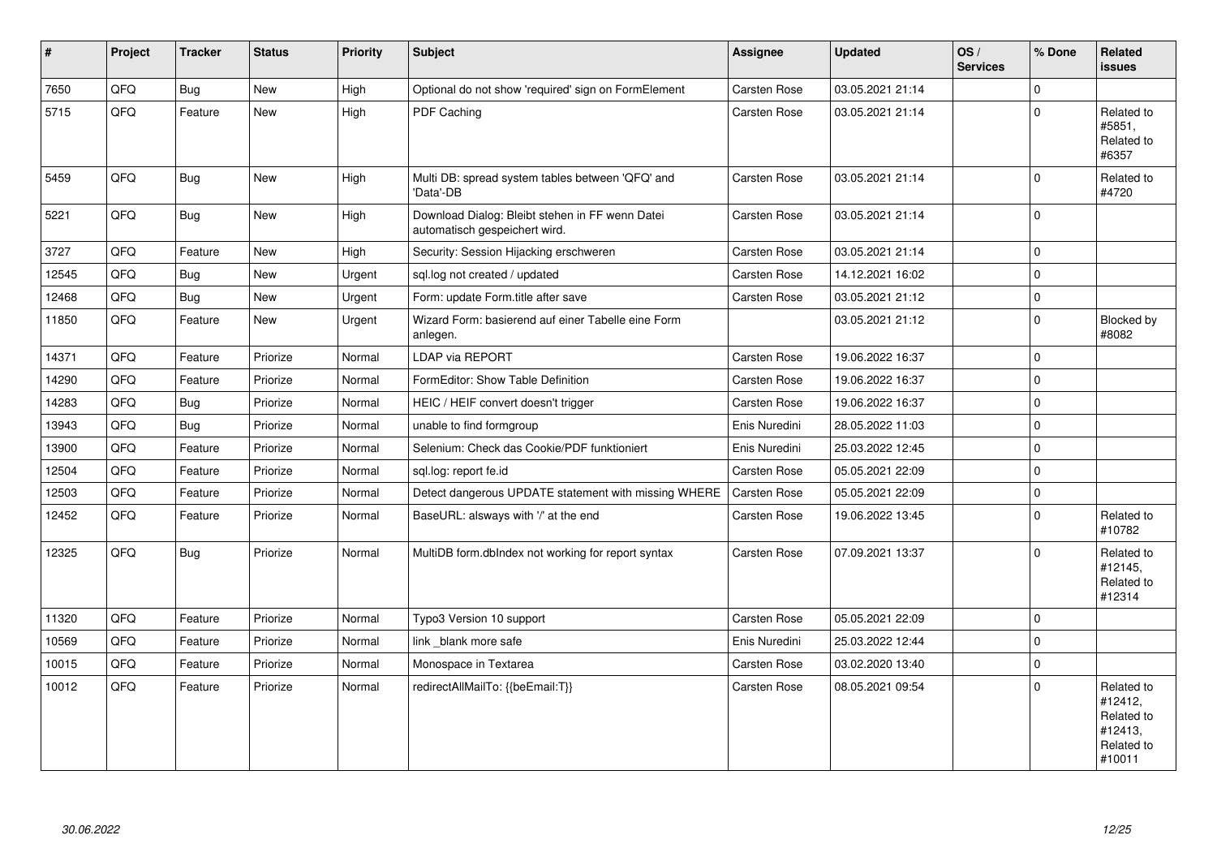| # | Project | Tracker | Status | Priority | Subject | Assignee | Updated | OS / Services | % Done | Related issues |
|---|---|---|---|---|---|---|---|---|---|---|
| 7650 | QFQ | Bug | New | High | Optional do not show 'required' sign on FormElement | Carsten Rose | 03.05.2021 21:14 | | 0 | |
| 5715 | QFQ | Feature | New | High | PDF Caching | Carsten Rose | 03.05.2021 21:14 | | 0 | Related to #5851, Related to #6357 |
| 5459 | QFQ | Bug | New | High | Multi DB: spread system tables between 'QFQ' and 'Data'-DB | Carsten Rose | 03.05.2021 21:14 | | 0 | Related to #4720 |
| 5221 | QFQ | Bug | New | High | Download Dialog: Bleibt stehen in FF wenn Datei automatisch gespeichert wird. | Carsten Rose | 03.05.2021 21:14 | | 0 | |
| 3727 | QFQ | Feature | New | High | Security: Session Hijacking erschweren | Carsten Rose | 03.05.2021 21:14 | | 0 | |
| 12545 | QFQ | Bug | New | Urgent | sql.log not created / updated | Carsten Rose | 14.12.2021 16:02 | | 0 | |
| 12468 | QFQ | Bug | New | Urgent | Form: update Form.title after save | Carsten Rose | 03.05.2021 21:12 | | 0 | |
| 11850 | QFQ | Feature | New | Urgent | Wizard Form: basierend auf einer Tabelle eine Form anlegen. | | 03.05.2021 21:12 | | 0 | Blocked by #8082 |
| 14371 | QFQ | Feature | Priorize | Normal | LDAP via REPORT | Carsten Rose | 19.06.2022 16:37 | | 0 | |
| 14290 | QFQ | Feature | Priorize | Normal | FormEditor: Show Table Definition | Carsten Rose | 19.06.2022 16:37 | | 0 | |
| 14283 | QFQ | Bug | Priorize | Normal | HEIC / HEIF convert doesn't trigger | Carsten Rose | 19.06.2022 16:37 | | 0 | |
| 13943 | QFQ | Bug | Priorize | Normal | unable to find formgroup | Enis Nuredini | 28.05.2022 11:03 | | 0 | |
| 13900 | QFQ | Feature | Priorize | Normal | Selenium: Check das Cookie/PDF funktioniert | Enis Nuredini | 25.03.2022 12:45 | | 0 | |
| 12504 | QFQ | Feature | Priorize | Normal | sql.log: report fe.id | Carsten Rose | 05.05.2021 22:09 | | 0 | |
| 12503 | QFQ | Feature | Priorize | Normal | Detect dangerous UPDATE statement with missing WHERE | Carsten Rose | 05.05.2021 22:09 | | 0 | |
| 12452 | QFQ | Feature | Priorize | Normal | BaseURL: alsways with '/' at the end | Carsten Rose | 19.06.2022 13:45 | | 0 | Related to #10782 |
| 12325 | QFQ | Bug | Priorize | Normal | MultiDB form.dbIndex not working for report syntax | Carsten Rose | 07.09.2021 13:37 | | 0 | Related to #12145, Related to #12314 |
| 11320 | QFQ | Feature | Priorize | Normal | Typo3 Version 10 support | Carsten Rose | 05.05.2021 22:09 | | 0 | |
| 10569 | QFQ | Feature | Priorize | Normal | link _blank more safe | Enis Nuredini | 25.03.2022 12:44 | | 0 | |
| 10015 | QFQ | Feature | Priorize | Normal | Monospace in Textarea | Carsten Rose | 03.02.2020 13:40 | | 0 | |
| 10012 | QFQ | Feature | Priorize | Normal | redirectAllMailTo: {{beEmail:T}} | Carsten Rose | 08.05.2021 09:54 | | 0 | Related to #12412, Related to #12413, Related to #10011 |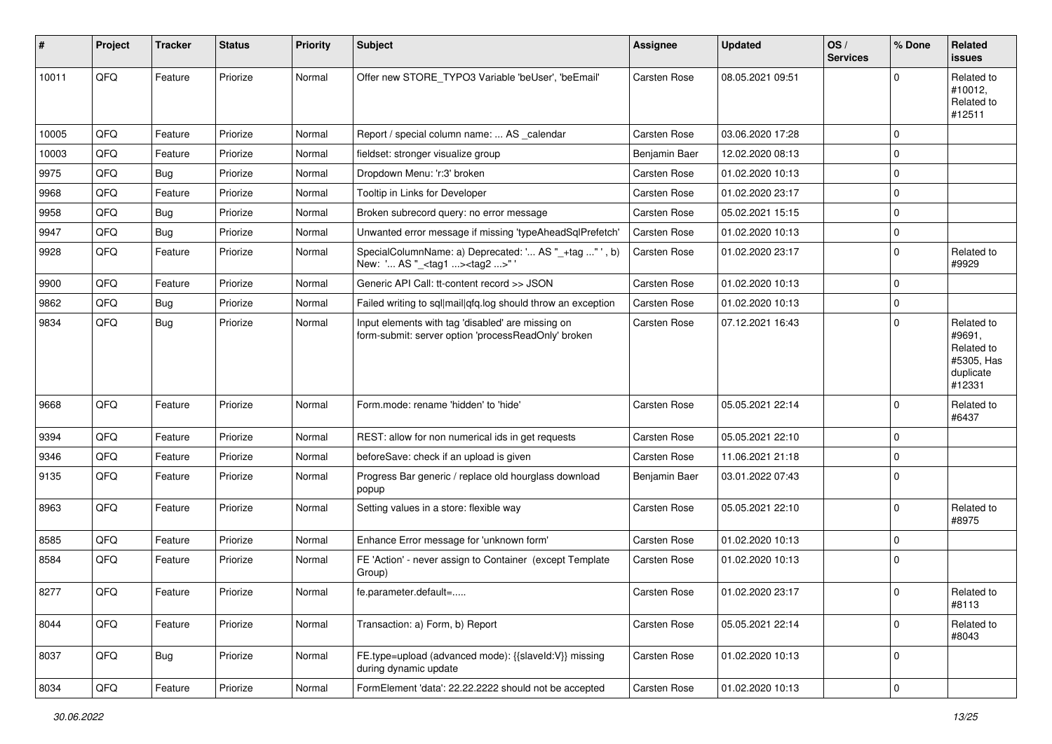| # | Project | Tracker | Status | Priority | Subject | Assignee | Updated | OS / Services | % Done | Related issues |
|---|---|---|---|---|---|---|---|---|---|---|
| 10011 | QFQ | Feature | Priorize | Normal | Offer new STORE_TYPO3 Variable 'beUser', 'beEmail' | Carsten Rose | 08.05.2021 09:51 | | 0 | Related to #10012, Related to #12511 |
| 10005 | QFQ | Feature | Priorize | Normal | Report / special column name: ... AS _calendar | Carsten Rose | 03.06.2020 17:28 | | 0 | |
| 10003 | QFQ | Feature | Priorize | Normal | fieldset: stronger visualize group | Benjamin Baer | 12.02.2020 08:13 | | 0 | |
| 9975 | QFQ | Bug | Priorize | Normal | Dropdown Menu: 'r:3' broken | Carsten Rose | 01.02.2020 10:13 | | 0 | |
| 9968 | QFQ | Feature | Priorize | Normal | Tooltip in Links for Developer | Carsten Rose | 01.02.2020 23:17 | | 0 | |
| 9958 | QFQ | Bug | Priorize | Normal | Broken subrecord query: no error message | Carsten Rose | 05.02.2021 15:15 | | 0 | |
| 9947 | QFQ | Bug | Priorize | Normal | Unwanted error message if missing 'typeAheadSqlPrefetch' | Carsten Rose | 01.02.2020 10:13 | | 0 | |
| 9928 | QFQ | Feature | Priorize | Normal | SpecialColumnName: a) Deprecated: '... AS "_+tag ..." ', b) New: '... AS "_<tag1 ...><tag2 ...>" ' | Carsten Rose | 01.02.2020 23:17 | | 0 | Related to #9929 |
| 9900 | QFQ | Feature | Priorize | Normal | Generic API Call: tt-content record >> JSON | Carsten Rose | 01.02.2020 10:13 | | 0 | |
| 9862 | QFQ | Bug | Priorize | Normal | Failed writing to sql\|mail\|qfq.log should throw an exception | Carsten Rose | 01.02.2020 10:13 | | 0 | |
| 9834 | QFQ | Bug | Priorize | Normal | Input elements with tag 'disabled' are missing on form-submit: server option 'processReadOnly' broken | Carsten Rose | 07.12.2021 16:43 | | 0 | Related to #9691, Related to #5305, Has duplicate #12331 |
| 9668 | QFQ | Feature | Priorize | Normal | Form.mode: rename 'hidden' to 'hide' | Carsten Rose | 05.05.2021 22:14 | | 0 | Related to #6437 |
| 9394 | QFQ | Feature | Priorize | Normal | REST: allow for non numerical ids in get requests | Carsten Rose | 05.05.2021 22:10 | | 0 | |
| 9346 | QFQ | Feature | Priorize | Normal | beforeSave: check if an upload is given | Carsten Rose | 11.06.2021 21:18 | | 0 | |
| 9135 | QFQ | Feature | Priorize | Normal | Progress Bar generic / replace old hourglass download popup | Benjamin Baer | 03.01.2022 07:43 | | 0 | |
| 8963 | QFQ | Feature | Priorize | Normal | Setting values in a store: flexible way | Carsten Rose | 05.05.2021 22:10 | | 0 | Related to #8975 |
| 8585 | QFQ | Feature | Priorize | Normal | Enhance Error message for 'unknown form' | Carsten Rose | 01.02.2020 10:13 | | 0 | |
| 8584 | QFQ | Feature | Priorize | Normal | FE 'Action' - never assign to Container (except Template Group) | Carsten Rose | 01.02.2020 10:13 | | 0 | |
| 8277 | QFQ | Feature | Priorize | Normal | fe.parameter.default=..... | Carsten Rose | 01.02.2020 23:17 | | 0 | Related to #8113 |
| 8044 | QFQ | Feature | Priorize | Normal | Transaction: a) Form, b) Report | Carsten Rose | 05.05.2021 22:14 | | 0 | Related to #8043 |
| 8037 | QFQ | Bug | Priorize | Normal | FE.type=upload (advanced mode): {{slaveId:V}} missing during dynamic update | Carsten Rose | 01.02.2020 10:13 | | 0 | |
| 8034 | QFQ | Feature | Priorize | Normal | FormElement 'data': 22.22.2222 should not be accepted | Carsten Rose | 01.02.2020 10:13 | | 0 | |

*30.06.2022*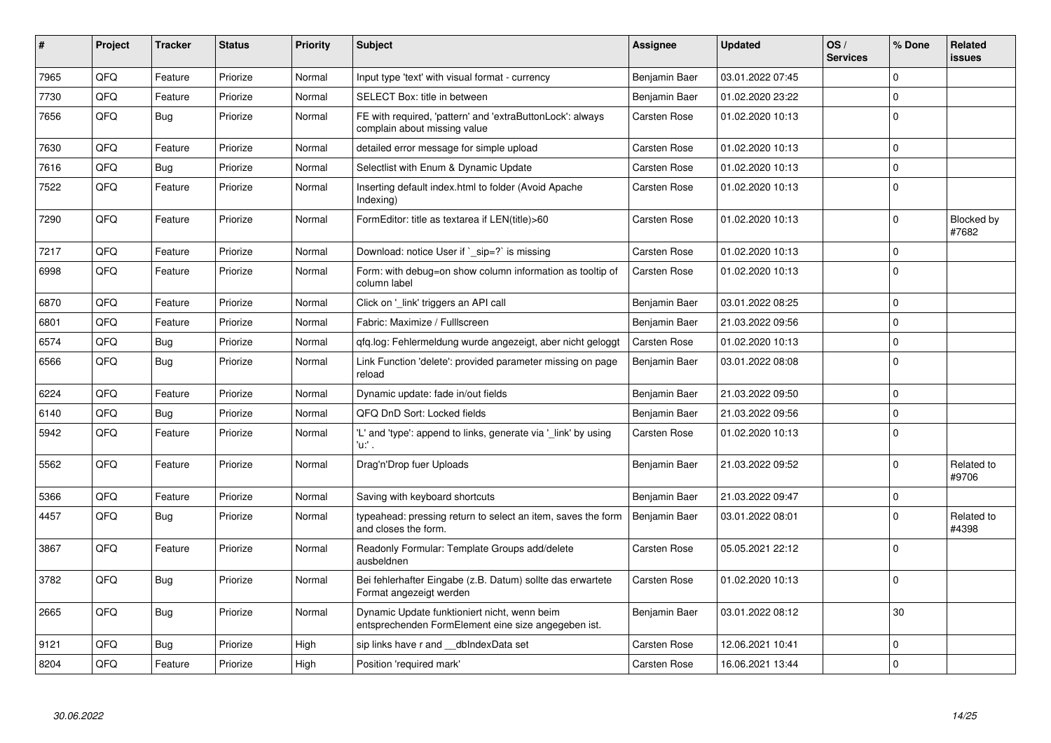| # | Project | Tracker | Status | Priority | Subject | Assignee | Updated | OS / Services | % Done | Related issues |
|---|---|---|---|---|---|---|---|---|---|---|
| 7965 | QFQ | Feature | Priorize | Normal | Input type 'text' with visual format - currency | Benjamin Baer | 03.01.2022 07:45 | | 0 | |
| 7730 | QFQ | Feature | Priorize | Normal | SELECT Box: title in between | Benjamin Baer | 01.02.2020 23:22 | | 0 | |
| 7656 | QFQ | Bug | Priorize | Normal | FE with required, 'pattern' and 'extraButtonLock': always complain about missing value | Carsten Rose | 01.02.2020 10:13 | | 0 | |
| 7630 | QFQ | Feature | Priorize | Normal | detailed error message for simple upload | Carsten Rose | 01.02.2020 10:13 | | 0 | |
| 7616 | QFQ | Bug | Priorize | Normal | Selectlist with Enum & Dynamic Update | Carsten Rose | 01.02.2020 10:13 | | 0 | |
| 7522 | QFQ | Feature | Priorize | Normal | Inserting default index.html to folder (Avoid Apache Indexing) | Carsten Rose | 01.02.2020 10:13 | | 0 | |
| 7290 | QFQ | Feature | Priorize | Normal | FormEditor: title as textarea if LEN(title)>60 | Carsten Rose | 01.02.2020 10:13 | | 0 | Blocked by #7682 |
| 7217 | QFQ | Feature | Priorize | Normal | Download: notice User if `_sip=?` is missing | Carsten Rose | 01.02.2020 10:13 | | 0 | |
| 6998 | QFQ | Feature | Priorize | Normal | Form: with debug=on show column information as tooltip of column label | Carsten Rose | 01.02.2020 10:13 | | 0 | |
| 6870 | QFQ | Feature | Priorize | Normal | Click on '_link' triggers an API call | Benjamin Baer | 03.01.2022 08:25 | | 0 | |
| 6801 | QFQ | Feature | Priorize | Normal | Fabric: Maximize / Fulllscreen | Benjamin Baer | 21.03.2022 09:56 | | 0 | |
| 6574 | QFQ | Bug | Priorize | Normal | qfq.log: Fehlermeldung wurde angezeigt, aber nicht geloggt | Carsten Rose | 01.02.2020 10:13 | | 0 | |
| 6566 | QFQ | Bug | Priorize | Normal | Link Function 'delete': provided parameter missing on page reload | Benjamin Baer | 03.01.2022 08:08 | | 0 | |
| 6224 | QFQ | Feature | Priorize | Normal | Dynamic update: fade in/out fields | Benjamin Baer | 21.03.2022 09:50 | | 0 | |
| 6140 | QFQ | Bug | Priorize | Normal | QFQ DnD Sort: Locked fields | Benjamin Baer | 21.03.2022 09:56 | | 0 | |
| 5942 | QFQ | Feature | Priorize | Normal | 'L' and 'type': append to links, generate via '_link' by using 'u:' . | Carsten Rose | 01.02.2020 10:13 | | 0 | |
| 5562 | QFQ | Feature | Priorize | Normal | Drag'n'Drop fuer Uploads | Benjamin Baer | 21.03.2022 09:52 | | 0 | Related to #9706 |
| 5366 | QFQ | Feature | Priorize | Normal | Saving with keyboard shortcuts | Benjamin Baer | 21.03.2022 09:47 | | 0 | |
| 4457 | QFQ | Bug | Priorize | Normal | typeahead: pressing return to select an item, saves the form and closes the form. | Benjamin Baer | 03.01.2022 08:01 | | 0 | Related to #4398 |
| 3867 | QFQ | Feature | Priorize | Normal | Readonly Formular: Template Groups add/delete ausbeldnen | Carsten Rose | 05.05.2021 22:12 | | 0 | |
| 3782 | QFQ | Bug | Priorize | Normal | Bei fehlerhafter Eingabe (z.B. Datum) sollte das erwartete Format angezeigt werden | Carsten Rose | 01.02.2020 10:13 | | 0 | |
| 2665 | QFQ | Bug | Priorize | Normal | Dynamic Update funktioniert nicht, wenn beim entsprechenden FormElement eine size angegeben ist. | Benjamin Baer | 03.01.2022 08:12 | | 30 | |
| 9121 | QFQ | Bug | Priorize | High | sip links have r and __dbIndexData set | Carsten Rose | 12.06.2021 10:41 | | 0 | |
| 8204 | QFQ | Feature | Priorize | High | Position 'required mark' | Carsten Rose | 16.06.2021 13:44 | | 0 | |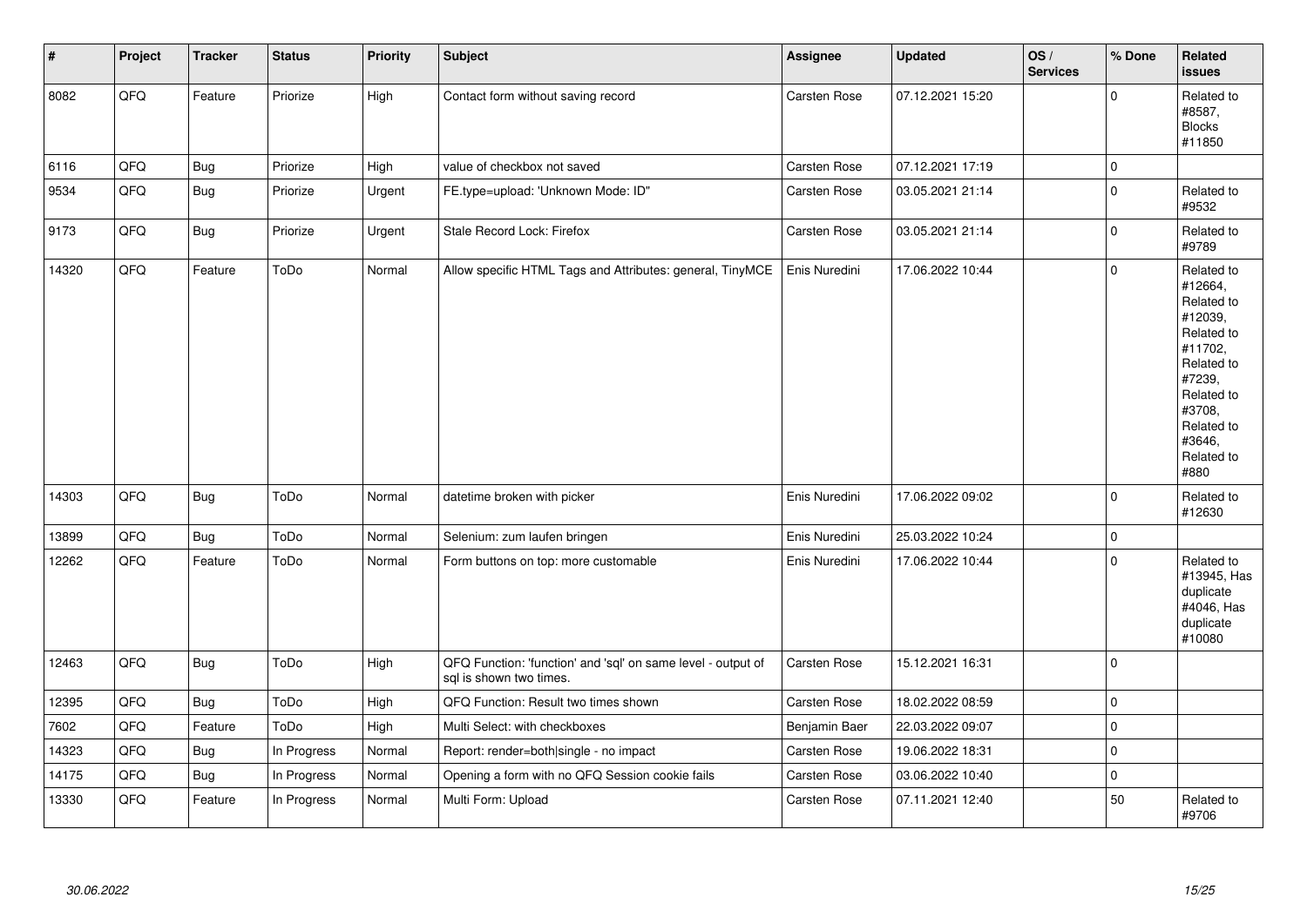| # | Project | Tracker | Status | Priority | Subject | Assignee | Updated | OS / Services | % Done | Related issues |
|---|---|---|---|---|---|---|---|---|---|---|
| 8082 | QFQ | Feature | Priorize | High | Contact form without saving record | Carsten Rose | 07.12.2021 15:20 | | 0 | Related to #8587, Blocks #11850 |
| 6116 | QFQ | Bug | Priorize | High | value of checkbox not saved | Carsten Rose | 07.12.2021 17:19 | | 0 | |
| 9534 | QFQ | Bug | Priorize | Urgent | FE.type=upload: 'Unknown Mode: ID" | Carsten Rose | 03.05.2021 21:14 | | 0 | Related to #9532 |
| 9173 | QFQ | Bug | Priorize | Urgent | Stale Record Lock: Firefox | Carsten Rose | 03.05.2021 21:14 | | 0 | Related to #9789 |
| 14320 | QFQ | Feature | ToDo | Normal | Allow specific HTML Tags and Attributes: general, TinyMCE | Enis Nuredini | 17.06.2022 10:44 | | 0 | Related to #12664, Related to #12039, Related to #11702, Related to #7239, Related to #3708, Related to #3646, Related to #880 |
| 14303 | QFQ | Bug | ToDo | Normal | datetime broken with picker | Enis Nuredini | 17.06.2022 09:02 | | 0 | Related to #12630 |
| 13899 | QFQ | Bug | ToDo | Normal | Selenium: zum laufen bringen | Enis Nuredini | 25.03.2022 10:24 | | 0 | |
| 12262 | QFQ | Feature | ToDo | Normal | Form buttons on top: more customable | Enis Nuredini | 17.06.2022 10:44 | | 0 | Related to #13945, Has duplicate #4046, Has duplicate #10080 |
| 12463 | QFQ | Bug | ToDo | High | QFQ Function: 'function' and 'sql' on same level - output of sql is shown two times. | Carsten Rose | 15.12.2021 16:31 | | 0 | |
| 12395 | QFQ | Bug | ToDo | High | QFQ Function: Result two times shown | Carsten Rose | 18.02.2022 08:59 | | 0 | |
| 7602 | QFQ | Feature | ToDo | High | Multi Select: with checkboxes | Benjamin Baer | 22.03.2022 09:07 | | 0 | |
| 14323 | QFQ | Bug | In Progress | Normal | Report: render=both\|single - no impact | Carsten Rose | 19.06.2022 18:31 | | 0 | |
| 14175 | QFQ | Bug | In Progress | Normal | Opening a form with no QFQ Session cookie fails | Carsten Rose | 03.06.2022 10:40 | | 0 | |
| 13330 | QFQ | Feature | In Progress | Normal | Multi Form: Upload | Carsten Rose | 07.11.2021 12:40 | | 50 | Related to #9706 |

*30.06.2022*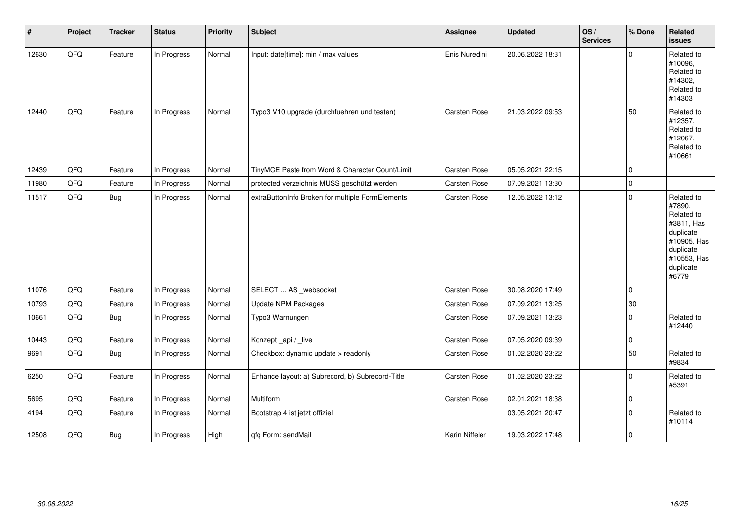| # | Project | Tracker | Status | Priority | Subject | Assignee | Updated | OS / Services | % Done | Related issues |
|---|---|---|---|---|---|---|---|---|---|---|
| 12630 | QFQ | Feature | In Progress | Normal | Input: date[time]: min / max values | Enis Nuredini | 20.06.2022 18:31 | | 0 | Related to #10096, Related to #14302, Related to #14303 |
| 12440 | QFQ | Feature | In Progress | Normal | Typo3 V10 upgrade (durchfuehren und testen) | Carsten Rose | 21.03.2022 09:53 | | 50 | Related to #12357, Related to #12067, Related to #10661 |
| 12439 | QFQ | Feature | In Progress | Normal | TinyMCE Paste from Word & Character Count/Limit | Carsten Rose | 05.05.2021 22:15 | | 0 | |
| 11980 | QFQ | Feature | In Progress | Normal | protected verzeichnis MUSS geschützt werden | Carsten Rose | 07.09.2021 13:30 | | 0 | |
| 11517 | QFQ | Bug | In Progress | Normal | extraButtonInfo Broken for multiple FormElements | Carsten Rose | 12.05.2022 13:12 | | 0 | Related to #7890, Related to #3811, Has duplicate #10905, Has duplicate #10553, Has duplicate #6779 |
| 11076 | QFQ | Feature | In Progress | Normal | SELECT ... AS _websocket | Carsten Rose | 30.08.2020 17:49 | | 0 | |
| 10793 | QFQ | Feature | In Progress | Normal | Update NPM Packages | Carsten Rose | 07.09.2021 13:25 | | 30 | |
| 10661 | QFQ | Bug | In Progress | Normal | Typo3 Warnungen | Carsten Rose | 07.09.2021 13:23 | | 0 | Related to #12440 |
| 10443 | QFQ | Feature | In Progress | Normal | Konzept _api / _live | Carsten Rose | 07.05.2020 09:39 | | 0 | |
| 9691 | QFQ | Bug | In Progress | Normal | Checkbox: dynamic update > readonly | Carsten Rose | 01.02.2020 23:22 | | 50 | Related to #9834 |
| 6250 | QFQ | Feature | In Progress | Normal | Enhance layout: a) Subrecord, b) Subrecord-Title | Carsten Rose | 01.02.2020 23:22 | | 0 | Related to #5391 |
| 5695 | QFQ | Feature | In Progress | Normal | Multiform | Carsten Rose | 02.01.2021 18:38 | | 0 | |
| 4194 | QFQ | Feature | In Progress | Normal | Bootstrap 4 ist jetzt offiziel | | 03.05.2021 20:47 | | 0 | Related to #10114 |
| 12508 | QFQ | Bug | In Progress | High | qfq Form: sendMail | Karin Niffeler | 19.03.2022 17:48 | | 0 | |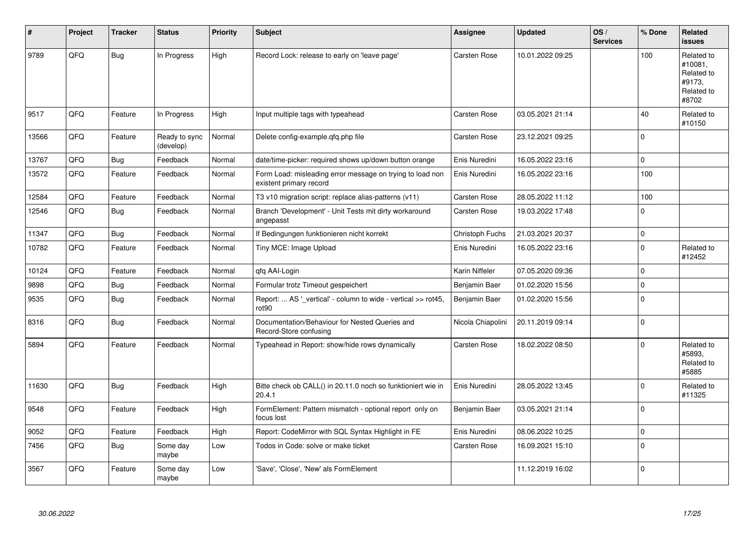| # | Project | Tracker | Status | Priority | Subject | Assignee | Updated | OS / Services | % Done | Related issues |
|---|---|---|---|---|---|---|---|---|---|---|
| 9789 | QFQ | Bug | In Progress | High | Record Lock: release to early on 'leave page' | Carsten Rose | 10.01.2022 09:25 | | 100 | Related to #10081, Related to #9173, Related to #8702 |
| 9517 | QFQ | Feature | In Progress | High | Input multiple tags with typeahead | Carsten Rose | 03.05.2021 21:14 | | 40 | Related to #10150 |
| 13566 | QFQ | Feature | Ready to sync (develop) | Normal | Delete config-example.qfq.php file | Carsten Rose | 23.12.2021 09:25 | | 0 | |
| 13767 | QFQ | Bug | Feedback | Normal | date/time-picker: required shows up/down button orange | Enis Nuredini | 16.05.2022 23:16 | | 0 | |
| 13572 | QFQ | Feature | Feedback | Normal | Form Load: misleading error message on trying to load non existent primary record | Enis Nuredini | 16.05.2022 23:16 | | 100 | |
| 12584 | QFQ | Feature | Feedback | Normal | T3 v10 migration script: replace alias-patterns (v11) | Carsten Rose | 28.05.2022 11:12 | | 100 | |
| 12546 | QFQ | Bug | Feedback | Normal | Branch 'Development' - Unit Tests mit dirty workaround angepasst | Carsten Rose | 19.03.2022 17:48 | | 0 | |
| 11347 | QFQ | Bug | Feedback | Normal | If Bedingungen funktionieren nicht korrekt | Christoph Fuchs | 21.03.2021 20:37 | | 0 | |
| 10782 | QFQ | Feature | Feedback | Normal | Tiny MCE: Image Upload | Enis Nuredini | 16.05.2022 23:16 | | 0 | Related to #12452 |
| 10124 | QFQ | Feature | Feedback | Normal | qfq AAI-Login | Karin Niffeler | 07.05.2020 09:36 | | 0 | |
| 9898 | QFQ | Bug | Feedback | Normal | Formular trotz Timeout gespeichert | Benjamin Baer | 01.02.2020 15:56 | | 0 | |
| 9535 | QFQ | Bug | Feedback | Normal | Report: ... AS '_vertical' - column to wide - vertical >> rot45, rot90 | Benjamin Baer | 01.02.2020 15:56 | | 0 | |
| 8316 | QFQ | Bug | Feedback | Normal | Documentation/Behaviour for Nested Queries and Record-Store confusing | Nicola Chiapolini | 20.11.2019 09:14 | | 0 | |
| 5894 | QFQ | Feature | Feedback | Normal | Typeahead in Report: show/hide rows dynamically | Carsten Rose | 18.02.2022 08:50 | | 0 | Related to #5893, Related to #5885 |
| 11630 | QFQ | Bug | Feedback | High | Bitte check ob CALL() in 20.11.0 noch so funktioniert wie in 20.4.1 | Enis Nuredini | 28.05.2022 13:45 | | 0 | Related to #11325 |
| 9548 | QFQ | Feature | Feedback | High | FormElement: Pattern mismatch - optional report only on focus lost | Benjamin Baer | 03.05.2021 21:14 | | 0 | |
| 9052 | QFQ | Feature | Feedback | High | Report: CodeMirror with SQL Syntax Highlight in FE | Enis Nuredini | 08.06.2022 10:25 | | 0 | |
| 7456 | QFQ | Bug | Some day maybe | Low | Todos in Code: solve or make ticket | Carsten Rose | 16.09.2021 15:10 | | 0 | |
| 3567 | QFQ | Feature | Some day maybe | Low | 'Save', 'Close', 'New' als FormElement | | 11.12.2019 16:02 | | 0 | |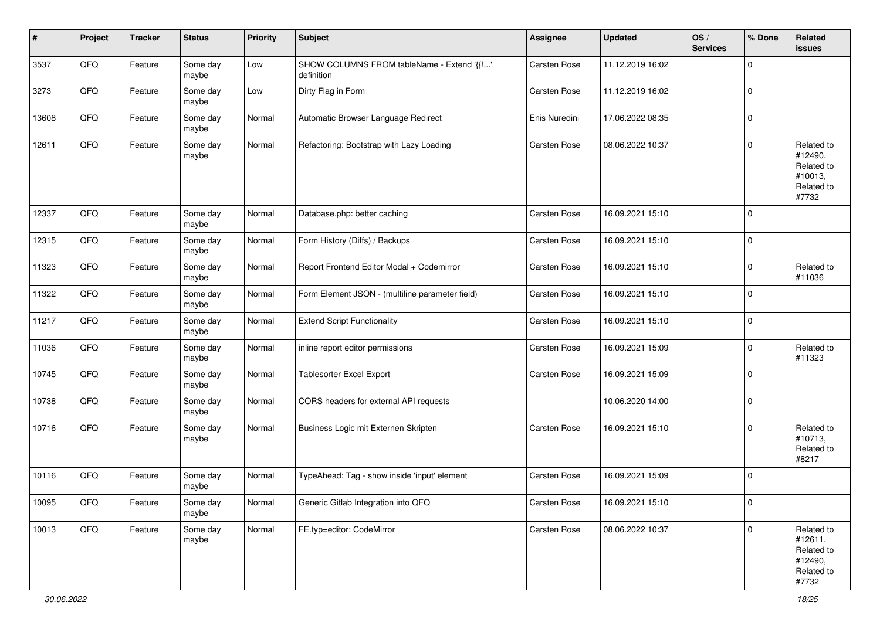| # | Project | Tracker | Status | Priority | Subject | Assignee | Updated | OS / Services | % Done | Related issues |
|---|---|---|---|---|---|---|---|---|---|---|
| 3537 | QFQ | Feature | Some day maybe | Low | SHOW COLUMNS FROM tableName - Extend '{{!...' definition | Carsten Rose | 11.12.2019 16:02 | | 0 | |
| 3273 | QFQ | Feature | Some day maybe | Low | Dirty Flag in Form | Carsten Rose | 11.12.2019 16:02 | | 0 | |
| 13608 | QFQ | Feature | Some day maybe | Normal | Automatic Browser Language Redirect | Enis Nuredini | 17.06.2022 08:35 | | 0 | |
| 12611 | QFQ | Feature | Some day maybe | Normal | Refactoring: Bootstrap with Lazy Loading | Carsten Rose | 08.06.2022 10:37 | | 0 | Related to #12490, Related to #10013, Related to #7732 |
| 12337 | QFQ | Feature | Some day maybe | Normal | Database.php: better caching | Carsten Rose | 16.09.2021 15:10 | | 0 | |
| 12315 | QFQ | Feature | Some day maybe | Normal | Form History (Diffs) / Backups | Carsten Rose | 16.09.2021 15:10 | | 0 | |
| 11323 | QFQ | Feature | Some day maybe | Normal | Report Frontend Editor Modal + Codemirror | Carsten Rose | 16.09.2021 15:10 | | 0 | Related to #11036 |
| 11322 | QFQ | Feature | Some day maybe | Normal | Form Element JSON - (multiline parameter field) | Carsten Rose | 16.09.2021 15:10 | | 0 | |
| 11217 | QFQ | Feature | Some day maybe | Normal | Extend Script Functionality | Carsten Rose | 16.09.2021 15:10 | | 0 | |
| 11036 | QFQ | Feature | Some day maybe | Normal | inline report editor permissions | Carsten Rose | 16.09.2021 15:09 | | 0 | Related to #11323 |
| 10745 | QFQ | Feature | Some day maybe | Normal | Tablesorter Excel Export | Carsten Rose | 16.09.2021 15:09 | | 0 | |
| 10738 | QFQ | Feature | Some day maybe | Normal | CORS headers for external API requests | | 10.06.2020 14:00 | | 0 | |
| 10716 | QFQ | Feature | Some day maybe | Normal | Business Logic mit Externen Skripten | Carsten Rose | 16.09.2021 15:10 | | 0 | Related to #10713, Related to #8217 |
| 10116 | QFQ | Feature | Some day maybe | Normal | TypeAhead: Tag - show inside 'input' element | Carsten Rose | 16.09.2021 15:09 | | 0 | |
| 10095 | QFQ | Feature | Some day maybe | Normal | Generic Gitlab Integration into QFQ | Carsten Rose | 16.09.2021 15:10 | | 0 | |
| 10013 | QFQ | Feature | Some day maybe | Normal | FE.typ=editor: CodeMirror | Carsten Rose | 08.06.2022 10:37 | | 0 | Related to #12611, Related to #12490, Related to #7732 |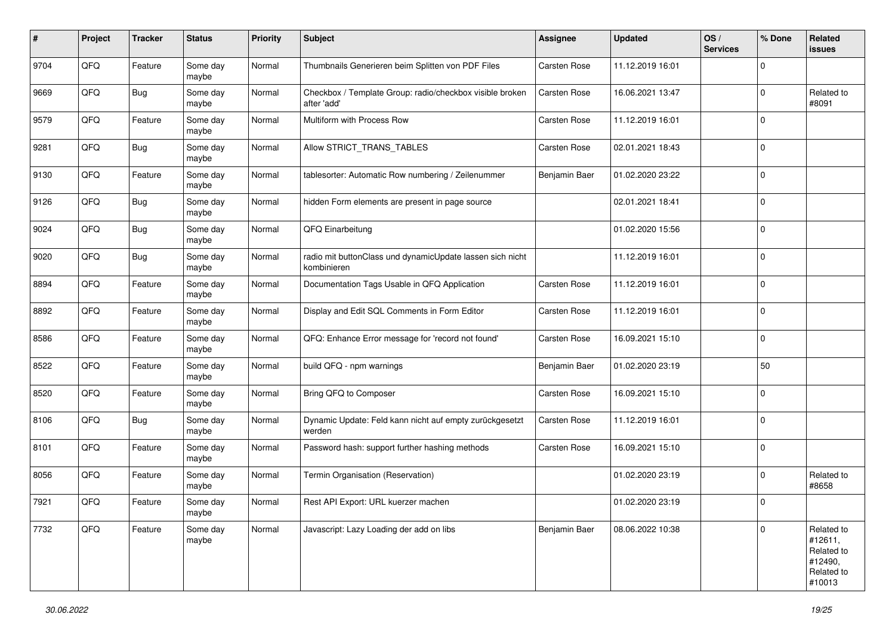| # | Project | Tracker | Status | Priority | Subject | Assignee | Updated | OS / Services | % Done | Related issues |
|---|---|---|---|---|---|---|---|---|---|---|
| 9704 | QFQ | Feature | Some day maybe | Normal | Thumbnails Generieren beim Splitten von PDF Files | Carsten Rose | 11.12.2019 16:01 | | 0 | |
| 9669 | QFQ | Bug | Some day maybe | Normal | Checkbox / Template Group: radio/checkbox visible broken after 'add' | Carsten Rose | 16.06.2021 13:47 | | 0 | Related to #8091 |
| 9579 | QFQ | Feature | Some day maybe | Normal | Multiform with Process Row | Carsten Rose | 11.12.2019 16:01 | | 0 | |
| 9281 | QFQ | Bug | Some day maybe | Normal | Allow STRICT_TRANS_TABLES | Carsten Rose | 02.01.2021 18:43 | | 0 | |
| 9130 | QFQ | Feature | Some day maybe | Normal | tablesorter: Automatic Row numbering / Zeilenummer | Benjamin Baer | 01.02.2020 23:22 | | 0 | |
| 9126 | QFQ | Bug | Some day maybe | Normal | hidden Form elements are present in page source | | 02.01.2021 18:41 | | 0 | |
| 9024 | QFQ | Bug | Some day maybe | Normal | QFQ Einarbeitung | | 01.02.2020 15:56 | | 0 | |
| 9020 | QFQ | Bug | Some day maybe | Normal | radio mit buttonClass und dynamicUpdate lassen sich nicht kombinieren | | 11.12.2019 16:01 | | 0 | |
| 8894 | QFQ | Feature | Some day maybe | Normal | Documentation Tags Usable in QFQ Application | Carsten Rose | 11.12.2019 16:01 | | 0 | |
| 8892 | QFQ | Feature | Some day maybe | Normal | Display and Edit SQL Comments in Form Editor | Carsten Rose | 11.12.2019 16:01 | | 0 | |
| 8586 | QFQ | Feature | Some day maybe | Normal | QFQ: Enhance Error message for 'record not found' | Carsten Rose | 16.09.2021 15:10 | | 0 | |
| 8522 | QFQ | Feature | Some day maybe | Normal | build QFQ - npm warnings | Benjamin Baer | 01.02.2020 23:19 | | 50 | |
| 8520 | QFQ | Feature | Some day maybe | Normal | Bring QFQ to Composer | Carsten Rose | 16.09.2021 15:10 | | 0 | |
| 8106 | QFQ | Bug | Some day maybe | Normal | Dynamic Update: Feld kann nicht auf empty zurückgesetzt werden | Carsten Rose | 11.12.2019 16:01 | | 0 | |
| 8101 | QFQ | Feature | Some day maybe | Normal | Password hash: support further hashing methods | Carsten Rose | 16.09.2021 15:10 | | 0 | |
| 8056 | QFQ | Feature | Some day maybe | Normal | Termin Organisation (Reservation) | | 01.02.2020 23:19 | | 0 | Related to #8658 |
| 7921 | QFQ | Feature | Some day maybe | Normal | Rest API Export: URL kuerzer machen | | 01.02.2020 23:19 | | 0 | |
| 7732 | QFQ | Feature | Some day maybe | Normal | Javascript: Lazy Loading der add on libs | Benjamin Baer | 08.06.2022 10:38 | | 0 | Related to #12611, Related to #12490, Related to #10013 |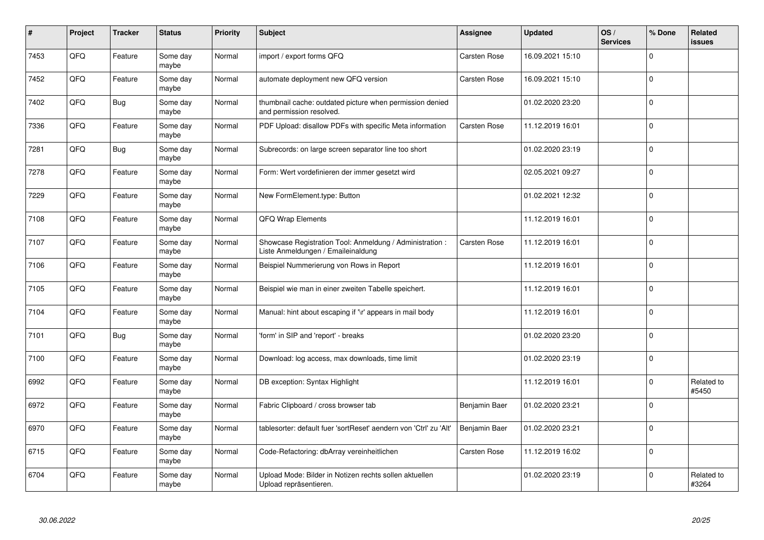| # | Project | Tracker | Status | Priority | Subject | Assignee | Updated | OS / Services | % Done | Related issues |
|---|---|---|---|---|---|---|---|---|---|---|
| 7453 | QFQ | Feature | Some day maybe | Normal | import / export forms QFQ | Carsten Rose | 16.09.2021 15:10 | | 0 | |
| 7452 | QFQ | Feature | Some day maybe | Normal | automate deployment new QFQ version | Carsten Rose | 16.09.2021 15:10 | | 0 | |
| 7402 | QFQ | Bug | Some day maybe | Normal | thumbnail cache: outdated picture when permission denied and permission resolved. | | 01.02.2020 23:20 | | 0 | |
| 7336 | QFQ | Feature | Some day maybe | Normal | PDF Upload: disallow PDFs with specific Meta information | Carsten Rose | 11.12.2019 16:01 | | 0 | |
| 7281 | QFQ | Bug | Some day maybe | Normal | Subrecords: on large screen separator line too short | | 01.02.2020 23:19 | | 0 | |
| 7278 | QFQ | Feature | Some day maybe | Normal | Form: Wert vordefinieren der immer gesetzt wird | | 02.05.2021 09:27 | | 0 | |
| 7229 | QFQ | Feature | Some day maybe | Normal | New FormElement.type: Button | | 01.02.2021 12:32 | | 0 | |
| 7108 | QFQ | Feature | Some day maybe | Normal | QFQ Wrap Elements | | 11.12.2019 16:01 | | 0 | |
| 7107 | QFQ | Feature | Some day maybe | Normal | Showcase Registration Tool: Anmeldung / Administration : Liste Anmeldungen / Emaileinaldung | Carsten Rose | 11.12.2019 16:01 | | 0 | |
| 7106 | QFQ | Feature | Some day maybe | Normal | Beispiel Nummerierung von Rows in Report | | 11.12.2019 16:01 | | 0 | |
| 7105 | QFQ | Feature | Some day maybe | Normal | Beispiel wie man in einer zweiten Tabelle speichert. | | 11.12.2019 16:01 | | 0 | |
| 7104 | QFQ | Feature | Some day maybe | Normal | Manual: hint about escaping if '\r' appears in mail body | | 11.12.2019 16:01 | | 0 | |
| 7101 | QFQ | Bug | Some day maybe | Normal | 'form' in SIP and 'report' - breaks | | 01.02.2020 23:20 | | 0 | |
| 7100 | QFQ | Feature | Some day maybe | Normal | Download: log access, max downloads, time limit | | 01.02.2020 23:19 | | 0 | |
| 6992 | QFQ | Feature | Some day maybe | Normal | DB exception: Syntax Highlight | | 11.12.2019 16:01 | | 0 | Related to #5450 |
| 6972 | QFQ | Feature | Some day maybe | Normal | Fabric Clipboard / cross browser tab | Benjamin Baer | 01.02.2020 23:21 | | 0 | |
| 6970 | QFQ | Feature | Some day maybe | Normal | tablesorter: default fuer 'sortReset' aendern von 'Ctrl' zu 'Alt' | Benjamin Baer | 01.02.2020 23:21 | | 0 | |
| 6715 | QFQ | Feature | Some day maybe | Normal | Code-Refactoring: dbArray vereinheitlichen | Carsten Rose | 11.12.2019 16:02 | | 0 | |
| 6704 | QFQ | Feature | Some day maybe | Normal | Upload Mode: Bilder in Notizen rechts sollen aktuellen Upload repräsentieren. | | 01.02.2020 23:19 | | 0 | Related to #3264 |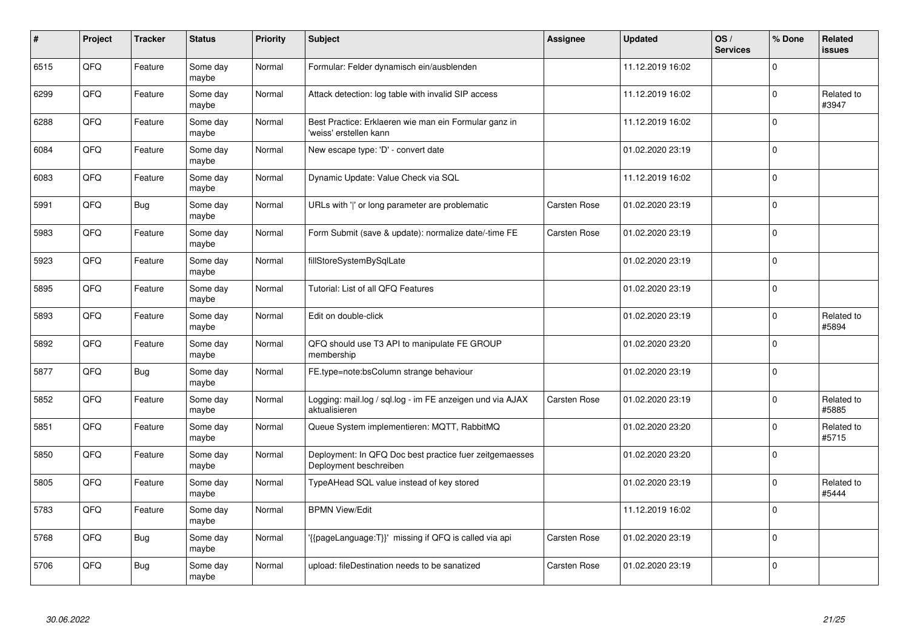| # | Project | Tracker | Status | Priority | Subject | Assignee | Updated | OS / Services | % Done | Related issues |
|---|---|---|---|---|---|---|---|---|---|---|
| 6515 | QFQ | Feature | Some day maybe | Normal | Formular: Felder dynamisch ein/ausblenden | | 11.12.2019 16:02 | | 0 | |
| 6299 | QFQ | Feature | Some day maybe | Normal | Attack detection: log table with invalid SIP access | | 11.12.2019 16:02 | | 0 | Related to #3947 |
| 6288 | QFQ | Feature | Some day maybe | Normal | Best Practice: Erklaeren wie man ein Formular ganz in 'weiss' erstellen kann | | 11.12.2019 16:02 | | 0 | |
| 6084 | QFQ | Feature | Some day maybe | Normal | New escape type: 'D' - convert date | | 01.02.2020 23:19 | | 0 | |
| 6083 | QFQ | Feature | Some day maybe | Normal | Dynamic Update: Value Check via SQL | | 11.12.2019 16:02 | | 0 | |
| 5991 | QFQ | Bug | Some day maybe | Normal | URLs with '\|' or long parameter are problematic | Carsten Rose | 01.02.2020 23:19 | | 0 | |
| 5983 | QFQ | Feature | Some day maybe | Normal | Form Submit (save & update): normalize date/-time FE | Carsten Rose | 01.02.2020 23:19 | | 0 | |
| 5923 | QFQ | Feature | Some day maybe | Normal | fillStoreSystemBySqlLate | | 01.02.2020 23:19 | | 0 | |
| 5895 | QFQ | Feature | Some day maybe | Normal | Tutorial: List of all QFQ Features | | 01.02.2020 23:19 | | 0 | |
| 5893 | QFQ | Feature | Some day maybe | Normal | Edit on double-click | | 01.02.2020 23:19 | | 0 | Related to #5894 |
| 5892 | QFQ | Feature | Some day maybe | Normal | QFQ should use T3 API to manipulate FE GROUP membership | | 01.02.2020 23:20 | | 0 | |
| 5877 | QFQ | Bug | Some day maybe | Normal | FE.type=note:bsColumn strange behaviour | | 01.02.2020 23:19 | | 0 | |
| 5852 | QFQ | Feature | Some day maybe | Normal | Logging: mail.log / sql.log - im FE anzeigen und via AJAX aktualisieren | Carsten Rose | 01.02.2020 23:19 | | 0 | Related to #5885 |
| 5851 | QFQ | Feature | Some day maybe | Normal | Queue System implementieren: MQTT, RabbitMQ | | 01.02.2020 23:20 | | 0 | Related to #5715 |
| 5850 | QFQ | Feature | Some day maybe | Normal | Deployment: In QFQ Doc best practice fuer zeitgemaesses Deployment beschreiben | | 01.02.2020 23:20 | | 0 | |
| 5805 | QFQ | Feature | Some day maybe | Normal | TypeAHead SQL value instead of key stored | | 01.02.2020 23:19 | | 0 | Related to #5444 |
| 5783 | QFQ | Feature | Some day maybe | Normal | BPMN View/Edit | | 11.12.2019 16:02 | | 0 | |
| 5768 | QFQ | Bug | Some day maybe | Normal | '{{pageLanguage:T}}' missing if QFQ is called via api | Carsten Rose | 01.02.2020 23:19 | | 0 | |
| 5706 | QFQ | Bug | Some day maybe | Normal | upload: fileDestination needs to be sanatized | Carsten Rose | 01.02.2020 23:19 | | 0 | |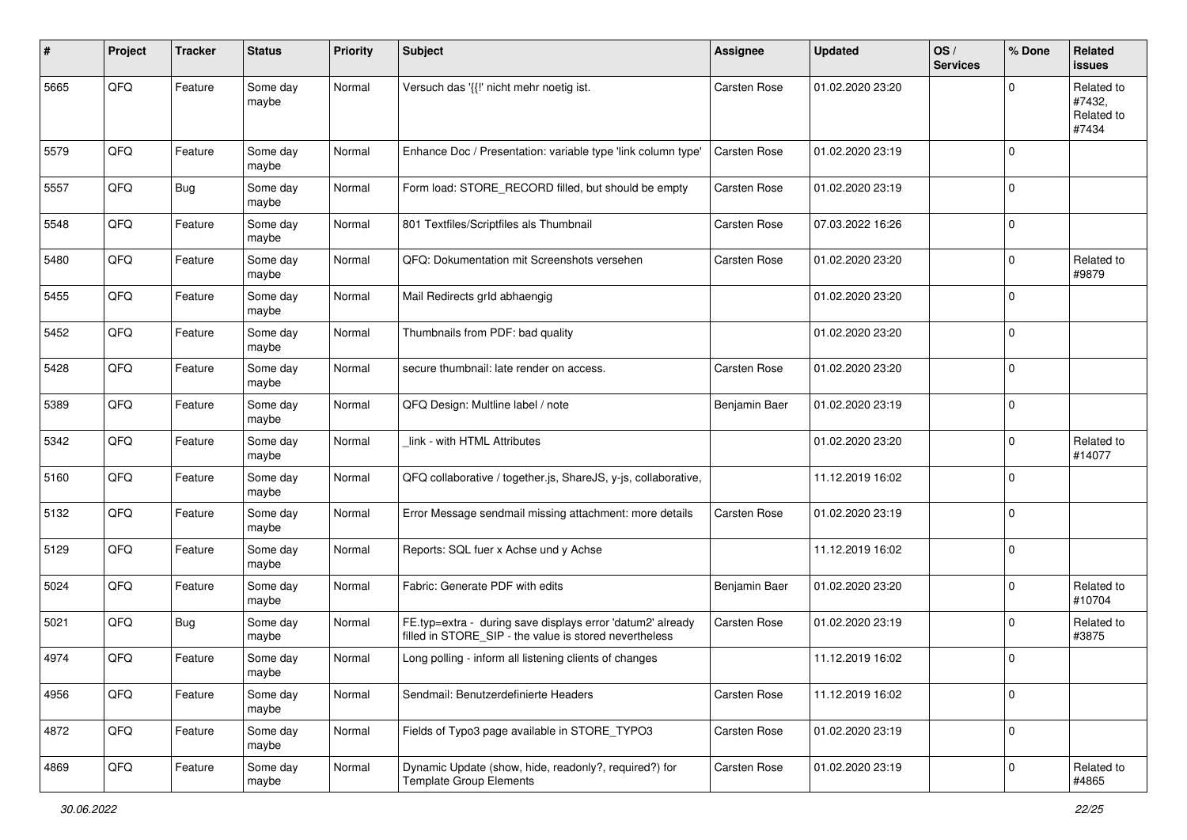| # | Project | Tracker | Status | Priority | Subject | Assignee | Updated | OS / Services | % Done | Related issues |
|---|---|---|---|---|---|---|---|---|---|---|
| 5665 | QFQ | Feature | Some day maybe | Normal | Versuch das '{{!' nicht mehr noetig ist. | Carsten Rose | 01.02.2020 23:20 | | 0 | Related to #7432, Related to #7434 |
| 5579 | QFQ | Feature | Some day maybe | Normal | Enhance Doc / Presentation: variable type 'link column type' | Carsten Rose | 01.02.2020 23:19 | | 0 | |
| 5557 | QFQ | Bug | Some day maybe | Normal | Form load: STORE_RECORD filled, but should be empty | Carsten Rose | 01.02.2020 23:19 | | 0 | |
| 5548 | QFQ | Feature | Some day maybe | Normal | 801 Textfiles/Scriptfiles als Thumbnail | Carsten Rose | 07.03.2022 16:26 | | 0 | |
| 5480 | QFQ | Feature | Some day maybe | Normal | QFQ: Dokumentation mit Screenshots versehen | Carsten Rose | 01.02.2020 23:20 | | 0 | Related to #9879 |
| 5455 | QFQ | Feature | Some day maybe | Normal | Mail Redirects grId abhaengig | | 01.02.2020 23:20 | | 0 | |
| 5452 | QFQ | Feature | Some day maybe | Normal | Thumbnails from PDF: bad quality | | 01.02.2020 23:20 | | 0 | |
| 5428 | QFQ | Feature | Some day maybe | Normal | secure thumbnail: late render on access. | Carsten Rose | 01.02.2020 23:20 | | 0 | |
| 5389 | QFQ | Feature | Some day maybe | Normal | QFQ Design: Multline label / note | Benjamin Baer | 01.02.2020 23:19 | | 0 | |
| 5342 | QFQ | Feature | Some day maybe | Normal | _link - with HTML Attributes | | 01.02.2020 23:20 | | 0 | Related to #14077 |
| 5160 | QFQ | Feature | Some day maybe | Normal | QFQ collaborative / together.js, ShareJS, y-js, collaborative, | | 11.12.2019 16:02 | | 0 | |
| 5132 | QFQ | Feature | Some day maybe | Normal | Error Message sendmail missing attachment: more details | Carsten Rose | 01.02.2020 23:19 | | 0 | |
| 5129 | QFQ | Feature | Some day maybe | Normal | Reports: SQL fuer x Achse und y Achse | | 11.12.2019 16:02 | | 0 | |
| 5024 | QFQ | Feature | Some day maybe | Normal | Fabric: Generate PDF with edits | Benjamin Baer | 01.02.2020 23:20 | | 0 | Related to #10704 |
| 5021 | QFQ | Bug | Some day maybe | Normal | FE.typ=extra - during save displays error 'datum2' already filled in STORE_SIP - the value is stored nevertheless | Carsten Rose | 01.02.2020 23:19 | | 0 | Related to #3875 |
| 4974 | QFQ | Feature | Some day maybe | Normal | Long polling - inform all listening clients of changes | | 11.12.2019 16:02 | | 0 | |
| 4956 | QFQ | Feature | Some day maybe | Normal | Sendmail: Benutzerdefinierte Headers | Carsten Rose | 11.12.2019 16:02 | | 0 | |
| 4872 | QFQ | Feature | Some day maybe | Normal | Fields of Typo3 page available in STORE_TYPO3 | Carsten Rose | 01.02.2020 23:19 | | 0 | |
| 4869 | QFQ | Feature | Some day maybe | Normal | Dynamic Update (show, hide, readonly?, required?) for Template Group Elements | Carsten Rose | 01.02.2020 23:19 | | 0 | Related to #4865 |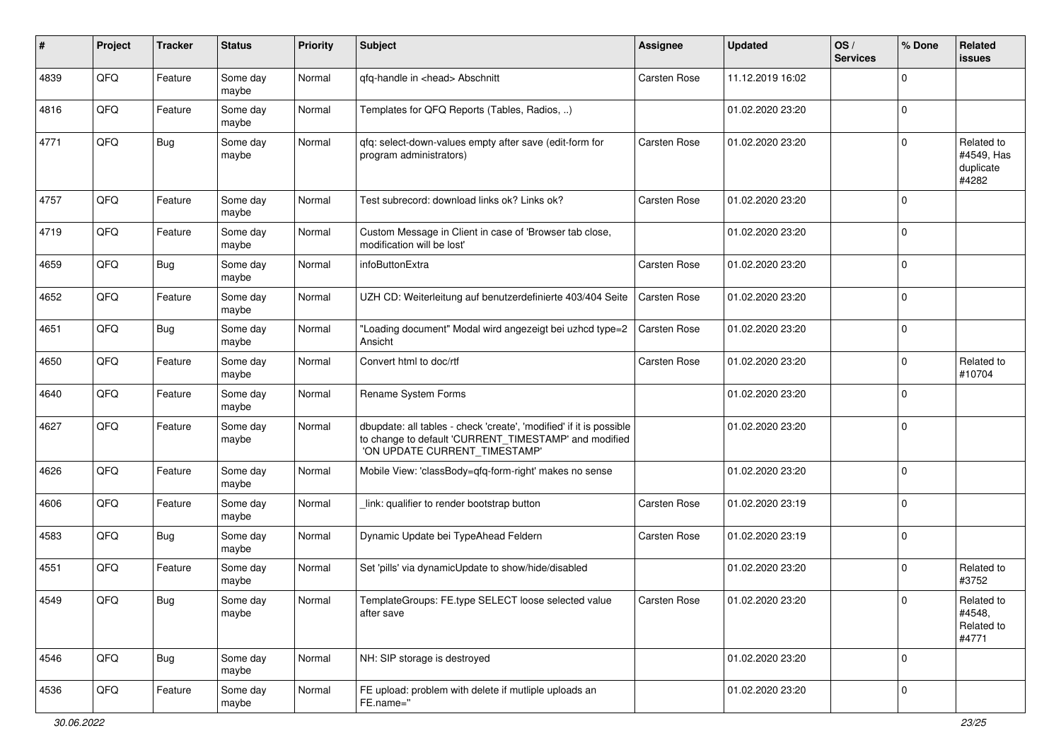| # | Project | Tracker | Status | Priority | Subject | Assignee | Updated | OS / Services | % Done | Related issues |
|---|---|---|---|---|---|---|---|---|---|---|
| 4839 | QFQ | Feature | Some day maybe | Normal | qfq-handle in <head> Abschnitt | Carsten Rose | 11.12.2019 16:02 | | 0 | |
| 4816 | QFQ | Feature | Some day maybe | Normal | Templates for QFQ Reports (Tables, Radios, ..) | | 01.02.2020 23:20 | | 0 | |
| 4771 | QFQ | Bug | Some day maybe | Normal | qfq: select-down-values empty after save (edit-form for program administrators) | Carsten Rose | 01.02.2020 23:20 | | 0 | Related to #4549, Has duplicate #4282 |
| 4757 | QFQ | Feature | Some day maybe | Normal | Test subrecord: download links ok? Links ok? | Carsten Rose | 01.02.2020 23:20 | | 0 | |
| 4719 | QFQ | Feature | Some day maybe | Normal | Custom Message in Client in case of 'Browser tab close, modification will be lost' | | 01.02.2020 23:20 | | 0 | |
| 4659 | QFQ | Bug | Some day maybe | Normal | infoButtonExtra | Carsten Rose | 01.02.2020 23:20 | | 0 | |
| 4652 | QFQ | Feature | Some day maybe | Normal | UZH CD: Weiterleitung auf benutzerdefinierte 403/404 Seite | Carsten Rose | 01.02.2020 23:20 | | 0 | |
| 4651 | QFQ | Bug | Some day maybe | Normal | "Loading document" Modal wird angezeigt bei uzhcd type=2 Ansicht | Carsten Rose | 01.02.2020 23:20 | | 0 | |
| 4650 | QFQ | Feature | Some day maybe | Normal | Convert html to doc/rtf | Carsten Rose | 01.02.2020 23:20 | | 0 | Related to #10704 |
| 4640 | QFQ | Feature | Some day maybe | Normal | Rename System Forms | | 01.02.2020 23:20 | | 0 | |
| 4627 | QFQ | Feature | Some day maybe | Normal | dbupdate: all tables - check 'create', 'modified' if it is possible to change to default 'CURRENT_TIMESTAMP' and modified 'ON UPDATE CURRENT_TIMESTAMP' | | 01.02.2020 23:20 | | 0 | |
| 4626 | QFQ | Feature | Some day maybe | Normal | Mobile View: 'classBody=qfq-form-right' makes no sense | | 01.02.2020 23:20 | | 0 | |
| 4606 | QFQ | Feature | Some day maybe | Normal | _link: qualifier to render bootstrap button | Carsten Rose | 01.02.2020 23:19 | | 0 | |
| 4583 | QFQ | Bug | Some day maybe | Normal | Dynamic Update bei TypeAhead Feldern | Carsten Rose | 01.02.2020 23:19 | | 0 | |
| 4551 | QFQ | Feature | Some day maybe | Normal | Set 'pills' via dynamicUpdate to show/hide/disabled | | 01.02.2020 23:20 | | 0 | Related to #3752 |
| 4549 | QFQ | Bug | Some day maybe | Normal | TemplateGroups: FE.type SELECT loose selected value after save | Carsten Rose | 01.02.2020 23:20 | | 0 | Related to #4548, Related to #4771 |
| 4546 | QFQ | Bug | Some day maybe | Normal | NH: SIP storage is destroyed | | 01.02.2020 23:20 | | 0 | |
| 4536 | QFQ | Feature | Some day maybe | Normal | FE upload: problem with delete if mutliple uploads an FE.name='' | | 01.02.2020 23:20 | | 0 | |

30.06.2022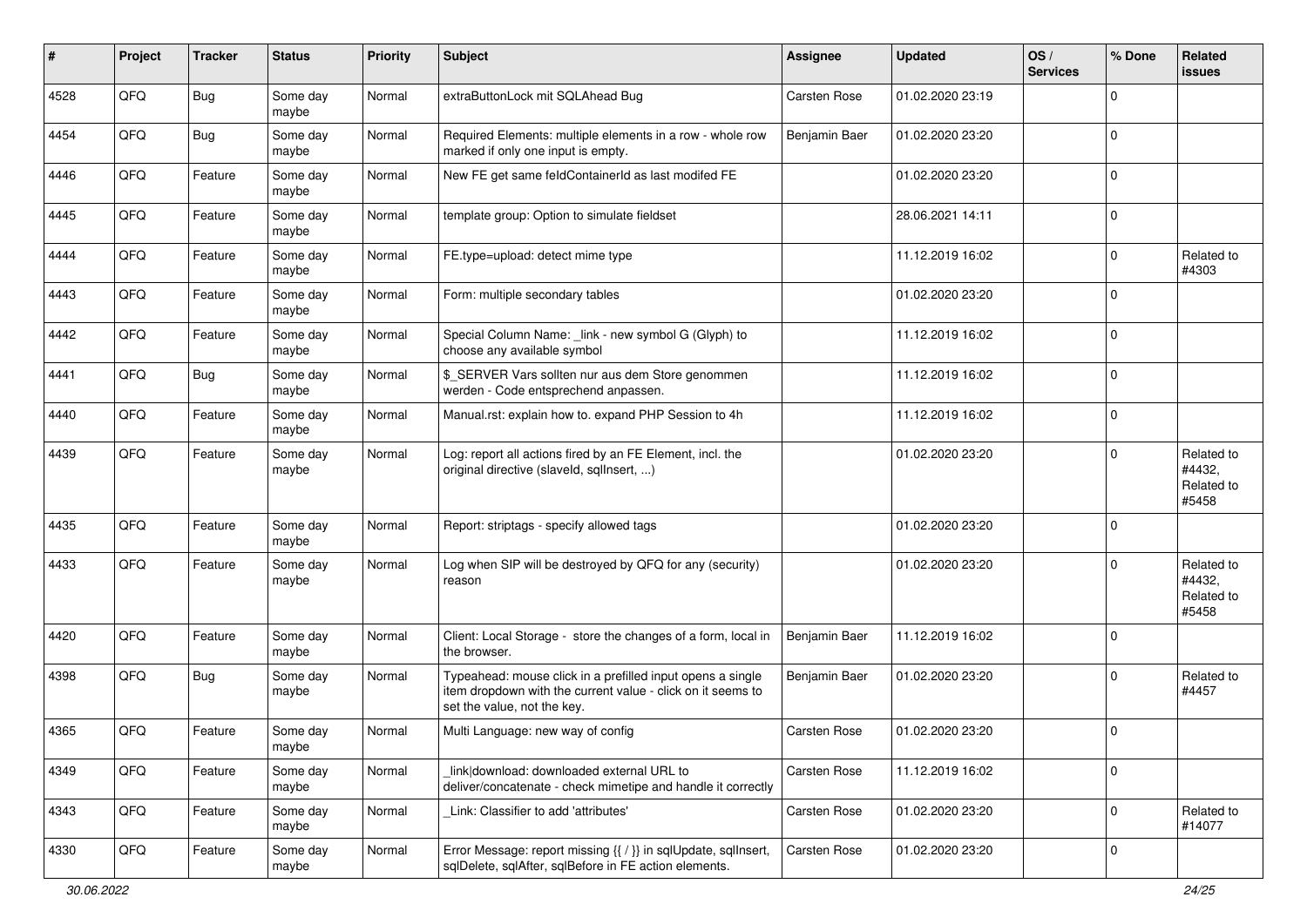| # | Project | Tracker | Status | Priority | Subject | Assignee | Updated | OS / Services | % Done | Related issues |
|---|---|---|---|---|---|---|---|---|---|---|
| 4528 | QFQ | Bug | Some day maybe | Normal | extraButtonLock mit SQLAhead Bug | Carsten Rose | 01.02.2020 23:19 | | 0 | |
| 4454 | QFQ | Bug | Some day maybe | Normal | Required Elements: multiple elements in a row - whole row marked if only one input is empty. | Benjamin Baer | 01.02.2020 23:20 | | 0 | |
| 4446 | QFQ | Feature | Some day maybe | Normal | New FE get same feldContainerId as last modifed FE | | 01.02.2020 23:20 | | 0 | |
| 4445 | QFQ | Feature | Some day maybe | Normal | template group: Option to simulate fieldset | | 28.06.2021 14:11 | | 0 | |
| 4444 | QFQ | Feature | Some day maybe | Normal | FE.type=upload: detect mime type | | 11.12.2019 16:02 | | 0 | Related to #4303 |
| 4443 | QFQ | Feature | Some day maybe | Normal | Form: multiple secondary tables | | 01.02.2020 23:20 | | 0 | |
| 4442 | QFQ | Feature | Some day maybe | Normal | Special Column Name: _link - new symbol G (Glyph) to choose any available symbol | | 11.12.2019 16:02 | | 0 | |
| 4441 | QFQ | Bug | Some day maybe | Normal | $_SERVER Vars sollten nur aus dem Store genommen werden - Code entsprechend anpassen. | | 11.12.2019 16:02 | | 0 | |
| 4440 | QFQ | Feature | Some day maybe | Normal | Manual.rst: explain how to. expand PHP Session to 4h | | 11.12.2019 16:02 | | 0 | |
| 4439 | QFQ | Feature | Some day maybe | Normal | Log: report all actions fired by an FE Element, incl. the original directive (slaveId, sqlInsert, ...) | | 01.02.2020 23:20 | | 0 | Related to #4432, Related to #5458 |
| 4435 | QFQ | Feature | Some day maybe | Normal | Report: striptags - specify allowed tags | | 01.02.2020 23:20 | | 0 | |
| 4433 | QFQ | Feature | Some day maybe | Normal | Log when SIP will be destroyed by QFQ for any (security) reason | | 01.02.2020 23:20 | | 0 | Related to #4432, Related to #5458 |
| 4420 | QFQ | Feature | Some day maybe | Normal | Client: Local Storage - store the changes of a form, local in the browser. | Benjamin Baer | 11.12.2019 16:02 | | 0 | |
| 4398 | QFQ | Bug | Some day maybe | Normal | Typeahead: mouse click in a prefilled input opens a single item dropdown with the current value - click on it seems to set the value, not the key. | Benjamin Baer | 01.02.2020 23:20 | | 0 | Related to #4457 |
| 4365 | QFQ | Feature | Some day maybe | Normal | Multi Language: new way of config | Carsten Rose | 01.02.2020 23:20 | | 0 | |
| 4349 | QFQ | Feature | Some day maybe | Normal | _link\|download: downloaded external URL to deliver/concatenate - check mimetipe and handle it correctly | Carsten Rose | 11.12.2019 16:02 | | 0 | |
| 4343 | QFQ | Feature | Some day maybe | Normal | _Link: Classifier to add 'attributes' | Carsten Rose | 01.02.2020 23:20 | | 0 | Related to #14077 |
| 4330 | QFQ | Feature | Some day maybe | Normal | Error Message: report missing {{ / }} in sqlUpdate, sqlInsert, sqlDelete, sqlAfter, sqlBefore in FE action elements. | Carsten Rose | 01.02.2020 23:20 | | 0 | |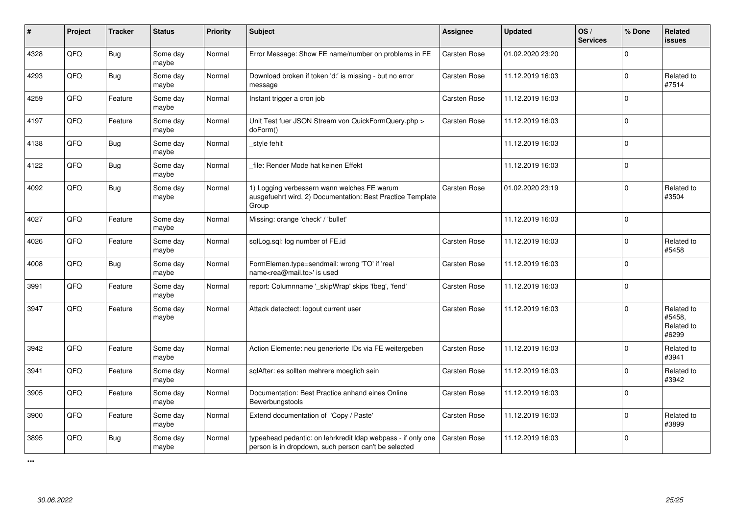| # | Project | Tracker | Status | Priority | Subject | Assignee | Updated | OS / Services | % Done | Related issues |
|---|---|---|---|---|---|---|---|---|---|---|
| 4328 | QFQ | Bug | Some day maybe | Normal | Error Message: Show FE name/number on problems in FE | Carsten Rose | 01.02.2020 23:20 | | 0 | |
| 4293 | QFQ | Bug | Some day maybe | Normal | Download broken if token 'd:' is missing - but no error message | Carsten Rose | 11.12.2019 16:03 | | 0 | Related to #7514 |
| 4259 | QFQ | Feature | Some day maybe | Normal | Instant trigger a cron job | Carsten Rose | 11.12.2019 16:03 | | 0 | |
| 4197 | QFQ | Feature | Some day maybe | Normal | Unit Test fuer JSON Stream von QuickFormQuery.php > doForm() | Carsten Rose | 11.12.2019 16:03 | | 0 | |
| 4138 | QFQ | Bug | Some day maybe | Normal | _style fehlt | | 11.12.2019 16:03 | | 0 | |
| 4122 | QFQ | Bug | Some day maybe | Normal | _file: Render Mode hat keinen Effekt | | 11.12.2019 16:03 | | 0 | |
| 4092 | QFQ | Bug | Some day maybe | Normal | 1) Logging verbessern wann welches FE warum ausgefuehrt wird, 2) Documentation: Best Practice Template Group | Carsten Rose | 01.02.2020 23:19 | | 0 | Related to #3504 |
| 4027 | QFQ | Feature | Some day maybe | Normal | Missing: orange 'check' / 'bullet' | | 11.12.2019 16:03 | | 0 | |
| 4026 | QFQ | Feature | Some day maybe | Normal | sqlLog.sql: log number of FE.id | Carsten Rose | 11.12.2019 16:03 | | 0 | Related to #5458 |
| 4008 | QFQ | Bug | Some day maybe | Normal | FormElemen.type=sendmail: wrong 'TO' if 'real name<rea@mail.to>' is used | Carsten Rose | 11.12.2019 16:03 | | 0 | |
| 3991 | QFQ | Feature | Some day maybe | Normal | report: Columnname '_skipWrap' skips 'fbeg', 'fend' | Carsten Rose | 11.12.2019 16:03 | | 0 | |
| 3947 | QFQ | Feature | Some day maybe | Normal | Attack detectect: logout current user | Carsten Rose | 11.12.2019 16:03 | | 0 | Related to #5458, Related to #6299 |
| 3942 | QFQ | Feature | Some day maybe | Normal | Action Elemente: neu generierte IDs via FE weitergeben | Carsten Rose | 11.12.2019 16:03 | | 0 | Related to #3941 |
| 3941 | QFQ | Feature | Some day maybe | Normal | sqlAfter: es sollten mehrere moeglich sein | Carsten Rose | 11.12.2019 16:03 | | 0 | Related to #3942 |
| 3905 | QFQ | Feature | Some day maybe | Normal | Documentation: Best Practice anhand eines Online Bewerbungstools | Carsten Rose | 11.12.2019 16:03 | | 0 | |
| 3900 | QFQ | Feature | Some day maybe | Normal | Extend documentation of 'Copy / Paste' | Carsten Rose | 11.12.2019 16:03 | | 0 | Related to #3899 |
| 3895 | QFQ | Bug | Some day maybe | Normal | typeahead pedantic: on lehrkredit ldap webpass - if only one person is in dropdown, such person can't be selected | Carsten Rose | 11.12.2019 16:03 | | 0 | |

...